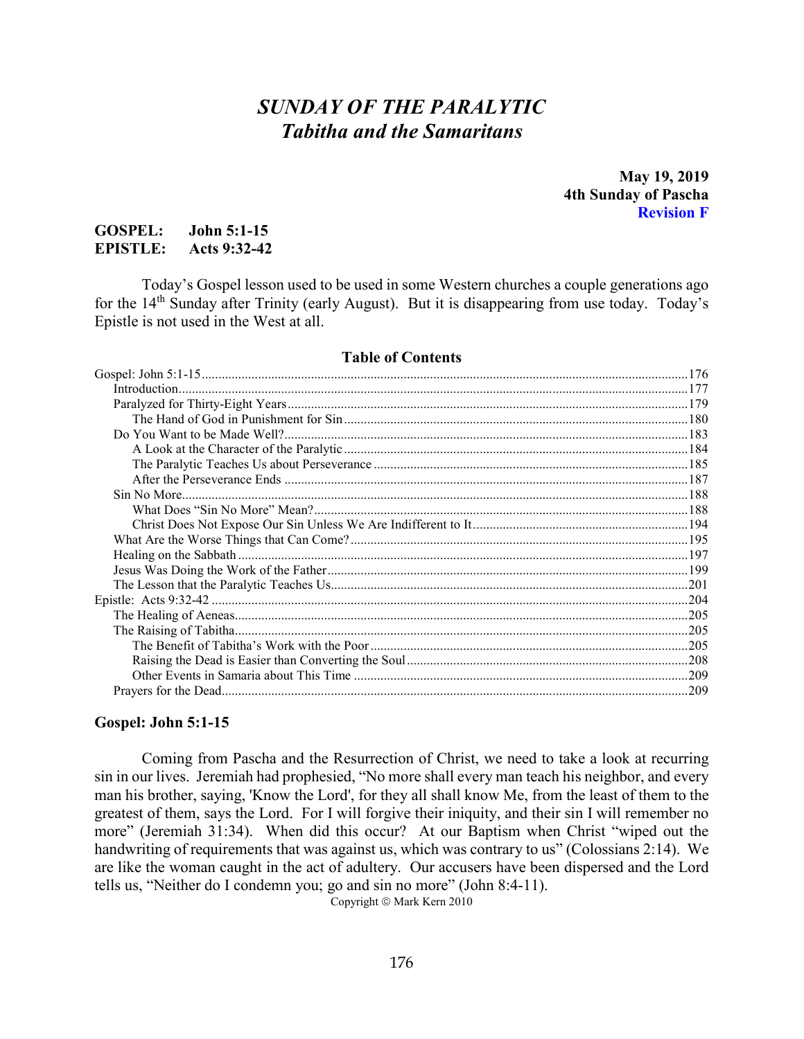# *SUNDAY OF THE PARALYTIC*
# *Tabitha and the Samaritans*

**May 19, 2019**
**4th Sunday of Pascha**
**Revision F**

**GOSPEL: John 5:1-15**
**EPISTLE: Acts 9:32-42**

Today's Gospel lesson used to be used in some Western churches a couple generations ago for the 14th Sunday after Trinity (early August). But it is disappearing from use today. Today's Epistle is not used in the West at all.

### Table of Contents

Gospel: John 5:1-15 ....................................................176
- Introduction ....................................................177
- Paralyzed for Thirty-Eight Years ....................................................179
  - The Hand of God in Punishment for Sin ....................................................180
- Do You Want to be Made Well? ....................................................183
  - A Look at the Character of the Paralytic ....................................................184
  - The Paralytic Teaches Us about Perseverance ....................................................185
  - After the Perseverance Ends ....................................................187
- Sin No More ....................................................188
  - What Does "Sin No More" Mean? ....................................................188
  - Christ Does Not Expose Our Sin Unless We Are Indifferent to It ....................................................194
- What Are the Worse Things that Can Come? ....................................................195
- Healing on the Sabbath ....................................................197
- Jesus Was Doing the Work of the Father ....................................................199
- The Lesson that the Paralytic Teaches Us ....................................................201

Epistle: Acts 9:32-42 ....................................................204
- The Healing of Aeneas ....................................................205
- The Raising of Tabitha ....................................................205
  - The Benefit of Tabitha's Work with the Poor ....................................................205
  - Raising the Dead is Easier than Converting the Soul ....................................................208
  - Other Events in Samaria about This Time ....................................................209
- Prayers for the Dead ....................................................209

## Gospel: John 5:1-15

Coming from Pascha and the Resurrection of Christ, we need to take a look at recurring sin in our lives. Jeremiah had prophesied, "No more shall every man teach his neighbor, and every man his brother, saying, 'Know the Lord', for they all shall know Me, from the least of them to the greatest of them, says the Lord. For I will forgive their iniquity, and their sin I will remember no more" (Jeremiah 31:34). When did this occur? At our Baptism when Christ "wiped out the handwriting of requirements that was against us, which was contrary to us" (Colossians 2:14). We are like the woman caught in the act of adultery. Our accusers have been dispersed and the Lord tells us, "Neither do I condemn you; go and sin no more" (John 8:4-11).

Copyright © Mark Kern 2010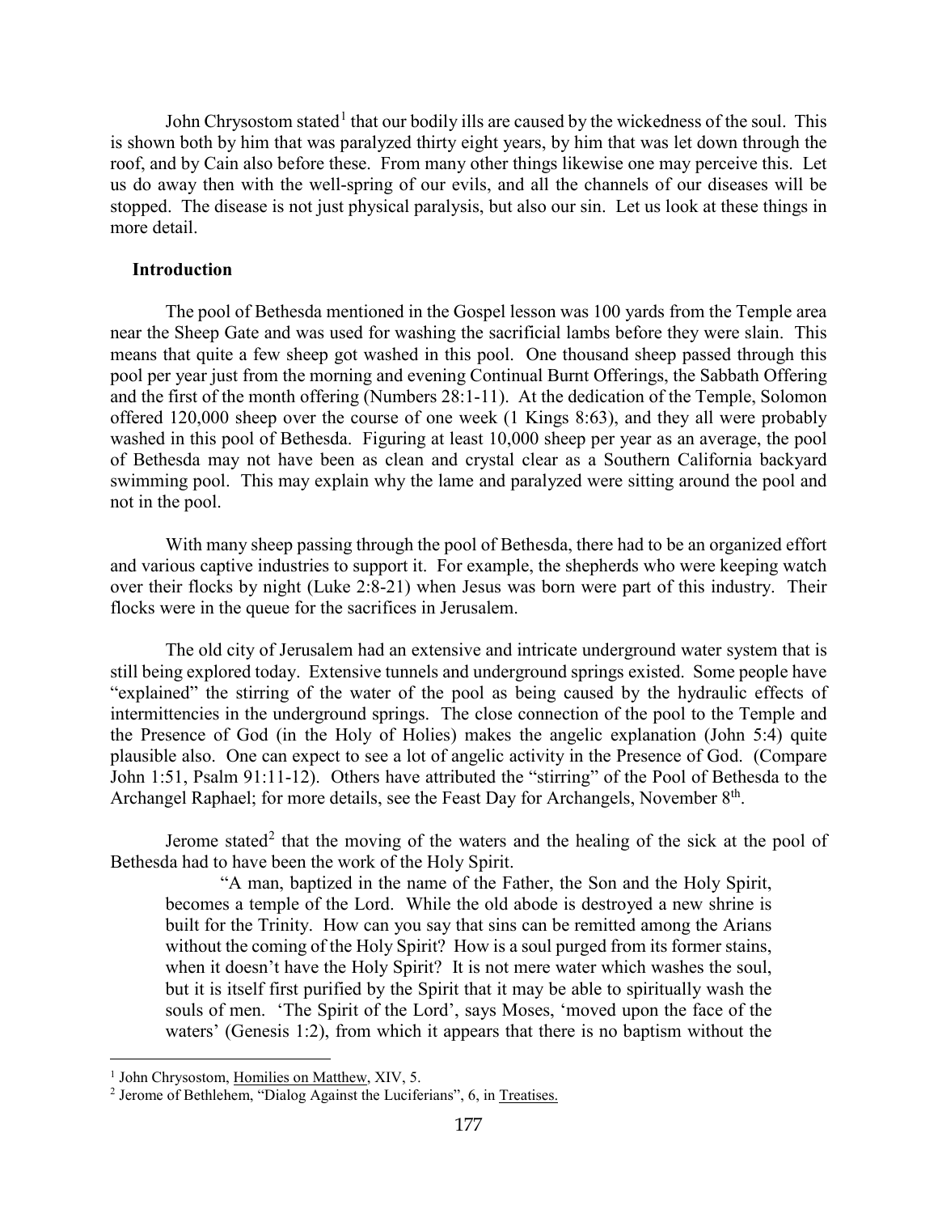John Chrysostom stated[1] that our bodily ills are caused by the wickedness of the soul. This is shown both by him that was paralyzed thirty eight years, by him that was let down through the roof, and by Cain also before these. From many other things likewise one may perceive this. Let us do away then with the well-spring of our evils, and all the channels of our diseases will be stopped. The disease is not just physical paralysis, but also our sin. Let us look at these things in more detail.

### Introduction

The pool of Bethesda mentioned in the Gospel lesson was 100 yards from the Temple area near the Sheep Gate and was used for washing the sacrificial lambs before they were slain. This means that quite a few sheep got washed in this pool. One thousand sheep passed through this pool per year just from the morning and evening Continual Burnt Offerings, the Sabbath Offering and the first of the month offering (Numbers 28:1-11). At the dedication of the Temple, Solomon offered 120,000 sheep over the course of one week (1 Kings 8:63), and they all were probably washed in this pool of Bethesda. Figuring at least 10,000 sheep per year as an average, the pool of Bethesda may not have been as clean and crystal clear as a Southern California backyard swimming pool. This may explain why the lame and paralyzed were sitting around the pool and not in the pool.

With many sheep passing through the pool of Bethesda, there had to be an organized effort and various captive industries to support it. For example, the shepherds who were keeping watch over their flocks by night (Luke 2:8-21) when Jesus was born were part of this industry. Their flocks were in the queue for the sacrifices in Jerusalem.

The old city of Jerusalem had an extensive and intricate underground water system that is still being explored today. Extensive tunnels and underground springs existed. Some people have "explained" the stirring of the water of the pool as being caused by the hydraulic effects of intermittencies in the underground springs. The close connection of the pool to the Temple and the Presence of God (in the Holy of Holies) makes the angelic explanation (John 5:4) quite plausible also. One can expect to see a lot of angelic activity in the Presence of God. (Compare John 1:51, Psalm 91:11-12). Others have attributed the "stirring" of the Pool of Bethesda to the Archangel Raphael; for more details, see the Feast Day for Archangels, November 8th.

Jerome stated[2] that the moving of the waters and the healing of the sick at the pool of Bethesda had to have been the work of the Holy Spirit.

> "A man, baptized in the name of the Father, the Son and the Holy Spirit, becomes a temple of the Lord. While the old abode is destroyed a new shrine is built for the Trinity. How can you say that sins can be remitted among the Arians without the coming of the Holy Spirit? How is a soul purged from its former stains, when it doesn't have the Holy Spirit? It is not mere water which washes the soul, but it is itself first purified by the Spirit that it may be able to spiritually wash the souls of men. 'The Spirit of the Lord', says Moses, 'moved upon the face of the waters' (Genesis 1:2), from which it appears that there is no baptism without the

---

[1] John Chrysostom, Homilies on Matthew, XIV, 5.

[2] Jerome of Bethlehem, "Dialog Against the Luciferians", 6, in Treatises.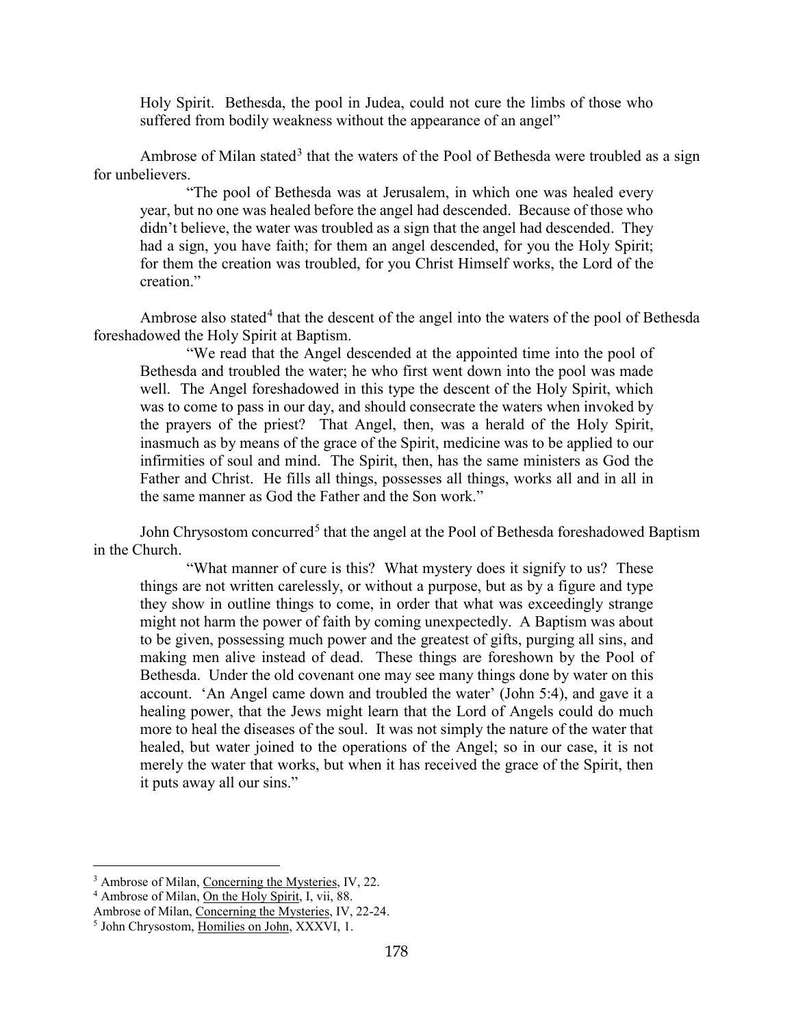Holy Spirit. Bethesda, the pool in Judea, could not cure the limbs of those who suffered from bodily weakness without the appearance of an angel"

Ambrose of Milan stated[3] that the waters of the Pool of Bethesda were troubled as a sign for unbelievers.

> "The pool of Bethesda was at Jerusalem, in which one was healed every year, but no one was healed before the angel had descended. Because of those who didn't believe, the water was troubled as a sign that the angel had descended. They had a sign, you have faith; for them an angel descended, for you the Holy Spirit; for them the creation was troubled, for you Christ Himself works, the Lord of the creation."

Ambrose also stated[4] that the descent of the angel into the waters of the pool of Bethesda foreshadowed the Holy Spirit at Baptism.

> "We read that the Angel descended at the appointed time into the pool of Bethesda and troubled the water; he who first went down into the pool was made well. The Angel foreshadowed in this type the descent of the Holy Spirit, which was to come to pass in our day, and should consecrate the waters when invoked by the prayers of the priest? That Angel, then, was a herald of the Holy Spirit, inasmuch as by means of the grace of the Spirit, medicine was to be applied to our infirmities of soul and mind. The Spirit, then, has the same ministers as God the Father and Christ. He fills all things, possesses all things, works all and in all in the same manner as God the Father and the Son work."

John Chrysostom concurred[5] that the angel at the Pool of Bethesda foreshadowed Baptism in the Church.

> "What manner of cure is this? What mystery does it signify to us? These things are not written carelessly, or without a purpose, but as by a figure and type they show in outline things to come, in order that what was exceedingly strange might not harm the power of faith by coming unexpectedly. A Baptism was about to be given, possessing much power and the greatest of gifts, purging all sins, and making men alive instead of dead. These things are foreshown by the Pool of Bethesda. Under the old covenant one may see many things done by water on this account. 'An Angel came down and troubled the water' (John 5:4), and gave it a healing power, that the Jews might learn that the Lord of Angels could do much more to heal the diseases of the soul. It was not simply the nature of the water that healed, but water joined to the operations of the Angel; so in our case, it is not merely the water that works, but when it has received the grace of the Spirit, then it puts away all our sins."

---

[3] Ambrose of Milan, Concerning the Mysteries, IV, 22.

[4] Ambrose of Milan, On the Holy Spirit, I, vii, 88.
Ambrose of Milan, Concerning the Mysteries, IV, 22-24.

[5] John Chrysostom, Homilies on John, XXXVI, 1.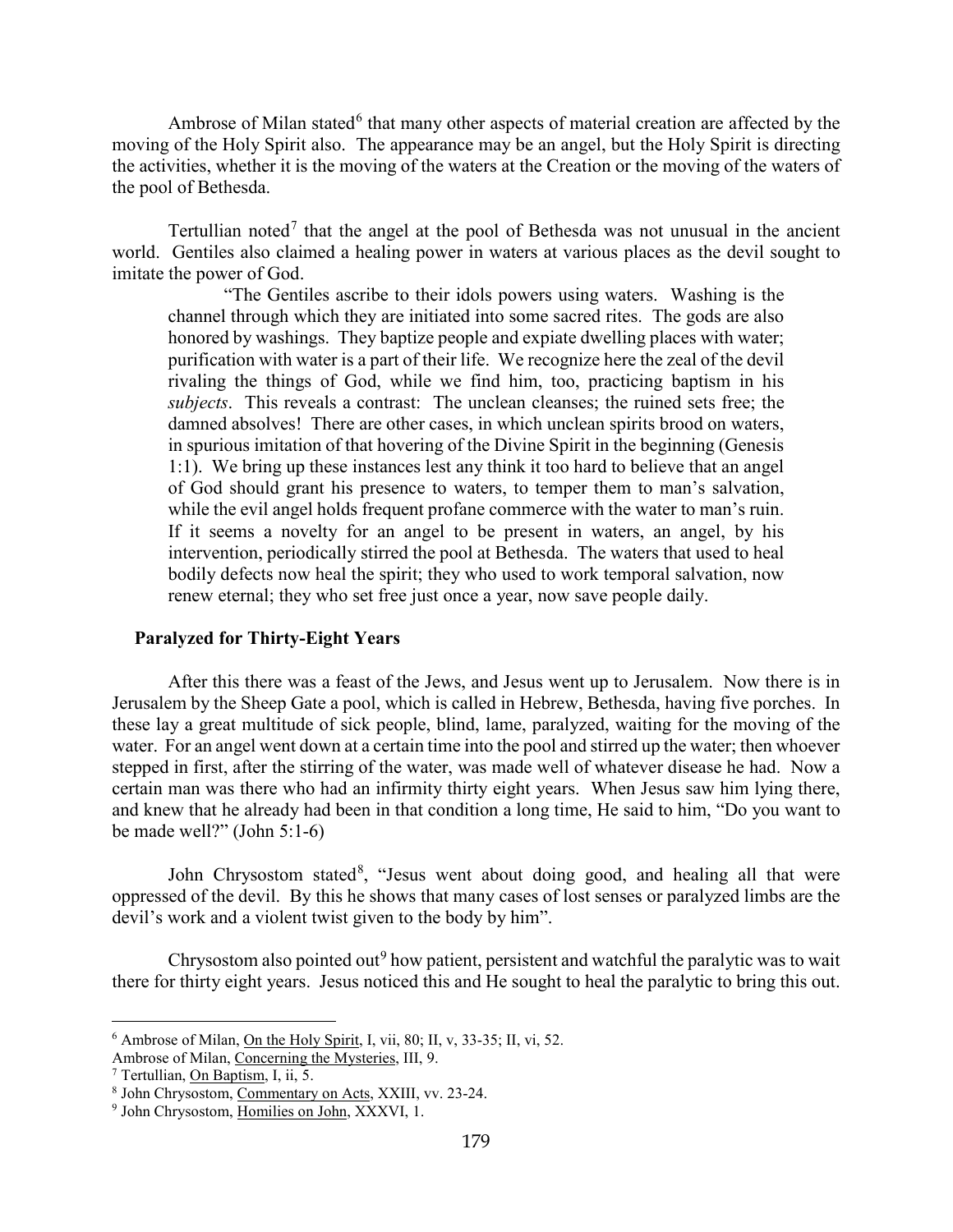Ambrose of Milan stated[6] that many other aspects of material creation are affected by the moving of the Holy Spirit also. The appearance may be an angel, but the Holy Spirit is directing the activities, whether it is the moving of the waters at the Creation or the moving of the waters of the pool of Bethesda.

Tertullian noted[7] that the angel at the pool of Bethesda was not unusual in the ancient world. Gentiles also claimed a healing power in waters at various places as the devil sought to imitate the power of God.

> "The Gentiles ascribe to their idols powers using waters. Washing is the channel through which they are initiated into some sacred rites. The gods are also honored by washings. They baptize people and expiate dwelling places with water; purification with water is a part of their life. We recognize here the zeal of the devil rivaling the things of God, while we find him, too, practicing baptism in his *subjects*. This reveals a contrast: The unclean cleanses; the ruined sets free; the damned absolves! There are other cases, in which unclean spirits brood on waters, in spurious imitation of that hovering of the Divine Spirit in the beginning (Genesis 1:1). We bring up these instances lest any think it too hard to believe that an angel of God should grant his presence to waters, to temper them to man's salvation, while the evil angel holds frequent profane commerce with the water to man's ruin. If it seems a novelty for an angel to be present in waters, an angel, by his intervention, periodically stirred the pool at Bethesda. The waters that used to heal bodily defects now heal the spirit; they who used to work temporal salvation, now renew eternal; they who set free just once a year, now save people daily.

## Paralyzed for Thirty-Eight Years

After this there was a feast of the Jews, and Jesus went up to Jerusalem. Now there is in Jerusalem by the Sheep Gate a pool, which is called in Hebrew, Bethesda, having five porches. In these lay a great multitude of sick people, blind, lame, paralyzed, waiting for the moving of the water. For an angel went down at a certain time into the pool and stirred up the water; then whoever stepped in first, after the stirring of the water, was made well of whatever disease he had. Now a certain man was there who had an infirmity thirty eight years. When Jesus saw him lying there, and knew that he already had been in that condition a long time, He said to him, "Do you want to be made well?" (John 5:1-6)

John Chrysostom stated[8], "Jesus went about doing good, and healing all that were oppressed of the devil. By this he shows that many cases of lost senses or paralyzed limbs are the devil's work and a violent twist given to the body by him".

Chrysostom also pointed out[9] how patient, persistent and watchful the paralytic was to wait there for thirty eight years. Jesus noticed this and He sought to heal the paralytic to bring this out.

---

[6] Ambrose of Milan, On the Holy Spirit, I, vii, 80; II, v, 33-35; II, vi, 52.
Ambrose of Milan, Concerning the Mysteries, III, 9.

[7] Tertullian, On Baptism, I, ii, 5.

[8] John Chrysostom, Commentary on Acts, XXIII, vv. 23-24.

[9] John Chrysostom, Homilies on John, XXXVI, 1.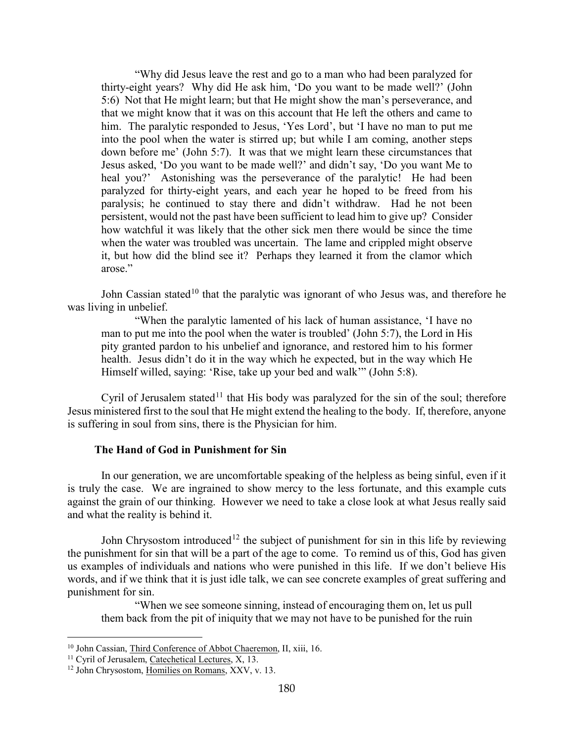> "Why did Jesus leave the rest and go to a man who had been paralyzed for thirty-eight years? Why did He ask him, 'Do you want to be made well?' (John 5:6) Not that He might learn; but that He might show the man's perseverance, and that we might know that it was on this account that He left the others and came to him. The paralytic responded to Jesus, 'Yes Lord', but 'I have no man to put me into the pool when the water is stirred up; but while I am coming, another steps down before me' (John 5:7). It was that we might learn these circumstances that Jesus asked, 'Do you want to be made well?' and didn't say, 'Do you want Me to heal you?' Astonishing was the perseverance of the paralytic! He had been paralyzed for thirty-eight years, and each year he hoped to be freed from his paralysis; he continued to stay there and didn't withdraw. Had he not been persistent, would not the past have been sufficient to lead him to give up? Consider how watchful it was likely that the other sick men there would be since the time when the water was troubled was uncertain. The lame and crippled might observe it, but how did the blind see it? Perhaps they learned it from the clamor which arose."

John Cassian stated[10] that the paralytic was ignorant of who Jesus was, and therefore he was living in unbelief.

> "When the paralytic lamented of his lack of human assistance, 'I have no man to put me into the pool when the water is troubled' (John 5:7), the Lord in His pity granted pardon to his unbelief and ignorance, and restored him to his former health. Jesus didn't do it in the way which he expected, but in the way which He Himself willed, saying: 'Rise, take up your bed and walk'" (John 5:8).

Cyril of Jerusalem stated[11] that His body was paralyzed for the sin of the soul; therefore Jesus ministered first to the soul that He might extend the healing to the body. If, therefore, anyone is suffering in soul from sins, there is the Physician for him.

### The Hand of God in Punishment for Sin

In our generation, we are uncomfortable speaking of the helpless as being sinful, even if it is truly the case. We are ingrained to show mercy to the less fortunate, and this example cuts against the grain of our thinking. However we need to take a close look at what Jesus really said and what the reality is behind it.

John Chrysostom introduced[12] the subject of punishment for sin in this life by reviewing the punishment for sin that will be a part of the age to come. To remind us of this, God has given us examples of individuals and nations who were punished in this life. If we don't believe His words, and if we think that it is just idle talk, we can see concrete examples of great suffering and punishment for sin.

> "When we see someone sinning, instead of encouraging them on, let us pull them back from the pit of iniquity that we may not have to be punished for the ruin

---

[10] John Cassian, Third Conference of Abbot Chaeremon, II, xiii, 16.

[11] Cyril of Jerusalem, Catechetical Lectures, X, 13.

[12] John Chrysostom, Homilies on Romans, XXV, v. 13.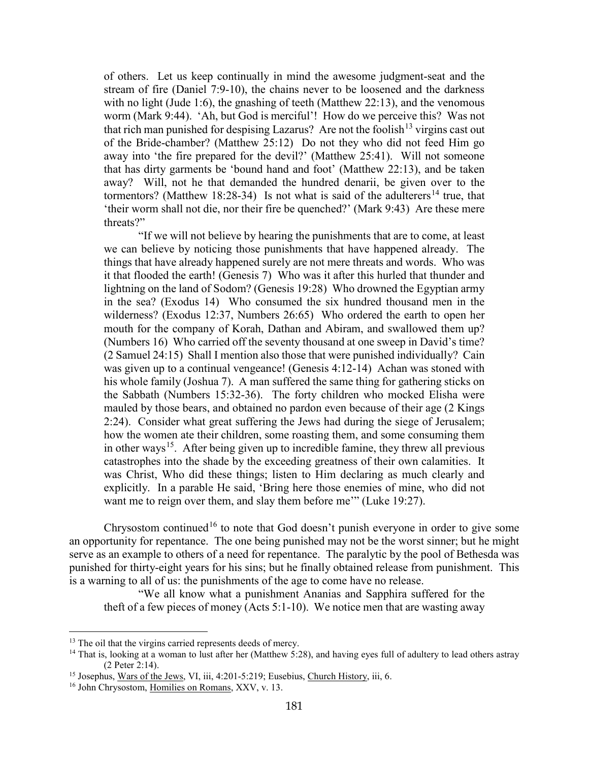of others. Let us keep continually in mind the awesome judgment-seat and the stream of fire (Daniel 7:9-10), the chains never to be loosened and the darkness with no light (Jude 1:6), the gnashing of teeth (Matthew 22:13), and the venomous worm (Mark 9:44). 'Ah, but God is merciful'! How do we perceive this? Was not that rich man punished for despising Lazarus? Are not the foolish[13] virgins cast out of the Bride-chamber? (Matthew 25:12) Do not they who did not feed Him go away into 'the fire prepared for the devil?' (Matthew 25:41). Will not someone that has dirty garments be 'bound hand and foot' (Matthew 22:13), and be taken away? Will, not he that demanded the hundred denarii, be given over to the tormentors? (Matthew 18:28-34) Is not what is said of the adulterers[14] true, that 'their worm shall not die, nor their fire be quenched?' (Mark 9:43) Are these mere threats?"

"If we will not believe by hearing the punishments that are to come, at least we can believe by noticing those punishments that have happened already. The things that have already happened surely are not mere threats and words. Who was it that flooded the earth! (Genesis 7) Who was it after this hurled that thunder and lightning on the land of Sodom? (Genesis 19:28) Who drowned the Egyptian army in the sea? (Exodus 14) Who consumed the six hundred thousand men in the wilderness? (Exodus 12:37, Numbers 26:65) Who ordered the earth to open her mouth for the company of Korah, Dathan and Abiram, and swallowed them up? (Numbers 16) Who carried off the seventy thousand at one sweep in David's time? (2 Samuel 24:15) Shall I mention also those that were punished individually? Cain was given up to a continual vengeance! (Genesis 4:12-14) Achan was stoned with his whole family (Joshua 7). A man suffered the same thing for gathering sticks on the Sabbath (Numbers 15:32-36). The forty children who mocked Elisha were mauled by those bears, and obtained no pardon even because of their age (2 Kings 2:24). Consider what great suffering the Jews had during the siege of Jerusalem; how the women ate their children, some roasting them, and some consuming them in other ways[15]. After being given up to incredible famine, they threw all previous catastrophes into the shade by the exceeding greatness of their own calamities. It was Christ, Who did these things; listen to Him declaring as much clearly and explicitly. In a parable He said, 'Bring here those enemies of mine, who did not want me to reign over them, and slay them before me'" (Luke 19:27).

Chrysostom continued[16] to note that God doesn't punish everyone in order to give some an opportunity for repentance. The one being punished may not be the worst sinner; but he might serve as an example to others of a need for repentance. The paralytic by the pool of Bethesda was punished for thirty-eight years for his sins; but he finally obtained release from punishment. This is a warning to all of us: the punishments of the age to come have no release.

"We all know what a punishment Ananias and Sapphira suffered for the theft of a few pieces of money (Acts 5:1-10). We notice men that are wasting away

---

[13] The oil that the virgins carried represents deeds of mercy.

[14] That is, looking at a woman to lust after her (Matthew 5:28), and having eyes full of adultery to lead others astray (2 Peter 2:14).

[15] Josephus, Wars of the Jews, VI, iii, 4:201-5:219; Eusebius, Church History, iii, 6.

[16] John Chrysostom, Homilies on Romans, XXV, v. 13.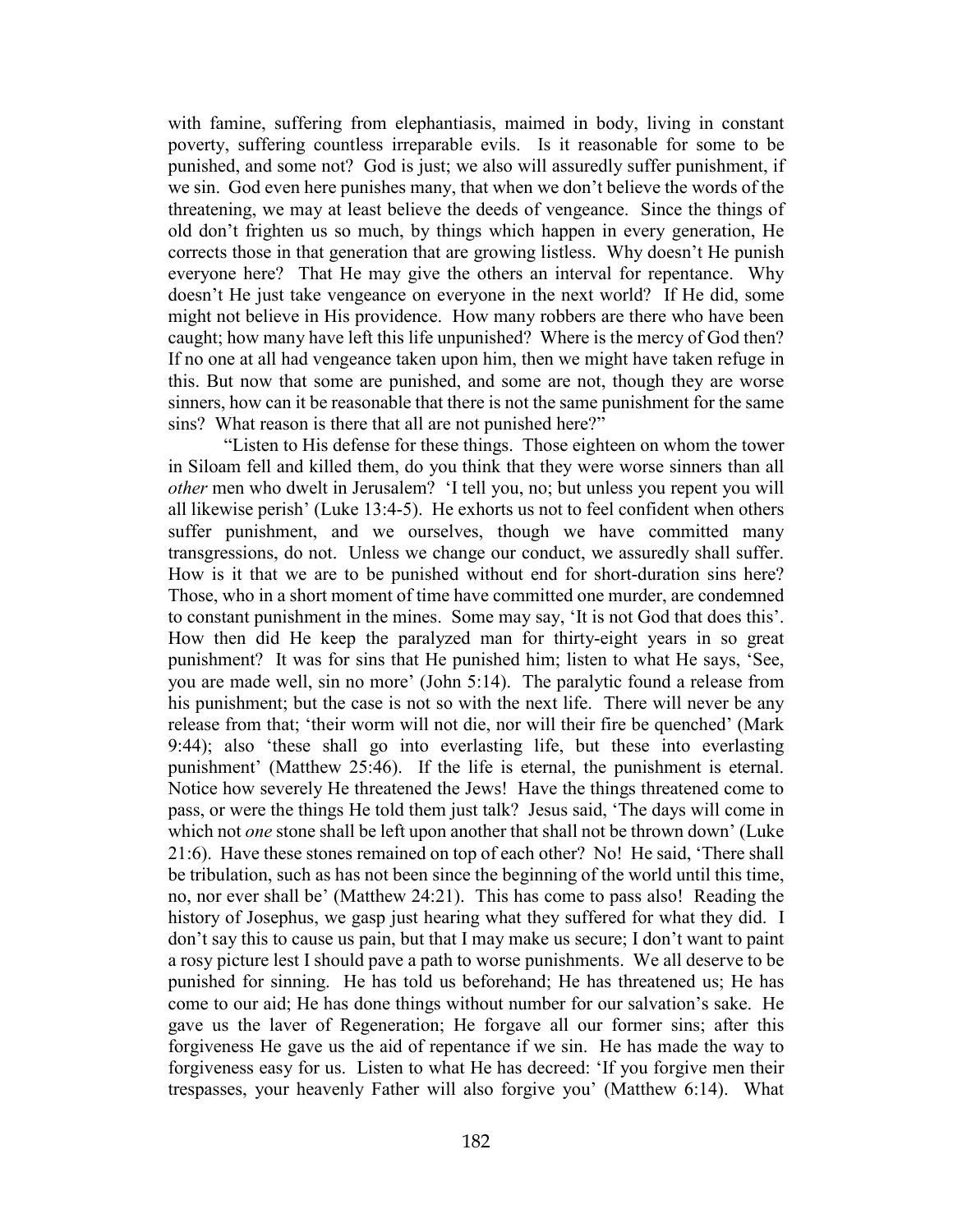with famine, suffering from elephantiasis, maimed in body, living in constant poverty, suffering countless irreparable evils. Is it reasonable for some to be punished, and some not? God is just; we also will assuredly suffer punishment, if we sin. God even here punishes many, that when we don't believe the words of the threatening, we may at least believe the deeds of vengeance. Since the things of old don't frighten us so much, by things which happen in every generation, He corrects those in that generation that are growing listless. Why doesn't He punish everyone here? That He may give the others an interval for repentance. Why doesn't He just take vengeance on everyone in the next world? If He did, some might not believe in His providence. How many robbers are there who have been caught; how many have left this life unpunished? Where is the mercy of God then? If no one at all had vengeance taken upon him, then we might have taken refuge in this. But now that some are punished, and some are not, though they are worse sinners, how can it be reasonable that there is not the same punishment for the same sins? What reason is there that all are not punished here?"

"Listen to His defense for these things. Those eighteen on whom the tower in Siloam fell and killed them, do you think that they were worse sinners than all *other* men who dwelt in Jerusalem? 'I tell you, no; but unless you repent you will all likewise perish' (Luke 13:4-5). He exhorts us not to feel confident when others suffer punishment, and we ourselves, though we have committed many transgressions, do not. Unless we change our conduct, we assuredly shall suffer. How is it that we are to be punished without end for short-duration sins here? Those, who in a short moment of time have committed one murder, are condemned to constant punishment in the mines. Some may say, 'It is not God that does this'. How then did He keep the paralyzed man for thirty-eight years in so great punishment? It was for sins that He punished him; listen to what He says, 'See, you are made well, sin no more' (John 5:14). The paralytic found a release from his punishment; but the case is not so with the next life. There will never be any release from that; 'their worm will not die, nor will their fire be quenched' (Mark 9:44); also 'these shall go into everlasting life, but these into everlasting punishment' (Matthew 25:46). If the life is eternal, the punishment is eternal. Notice how severely He threatened the Jews! Have the things threatened come to pass, or were the things He told them just talk? Jesus said, 'The days will come in which not *one* stone shall be left upon another that shall not be thrown down' (Luke 21:6). Have these stones remained on top of each other? No! He said, 'There shall be tribulation, such as has not been since the beginning of the world until this time, no, nor ever shall be' (Matthew 24:21). This has come to pass also! Reading the history of Josephus, we gasp just hearing what they suffered for what they did. I don't say this to cause us pain, but that I may make us secure; I don't want to paint a rosy picture lest I should pave a path to worse punishments. We all deserve to be punished for sinning. He has told us beforehand; He has threatened us; He has come to our aid; He has done things without number for our salvation's sake. He gave us the laver of Regeneration; He forgave all our former sins; after this forgiveness He gave us the aid of repentance if we sin. He has made the way to forgiveness easy for us. Listen to what He has decreed: 'If you forgive men their trespasses, your heavenly Father will also forgive you' (Matthew 6:14). What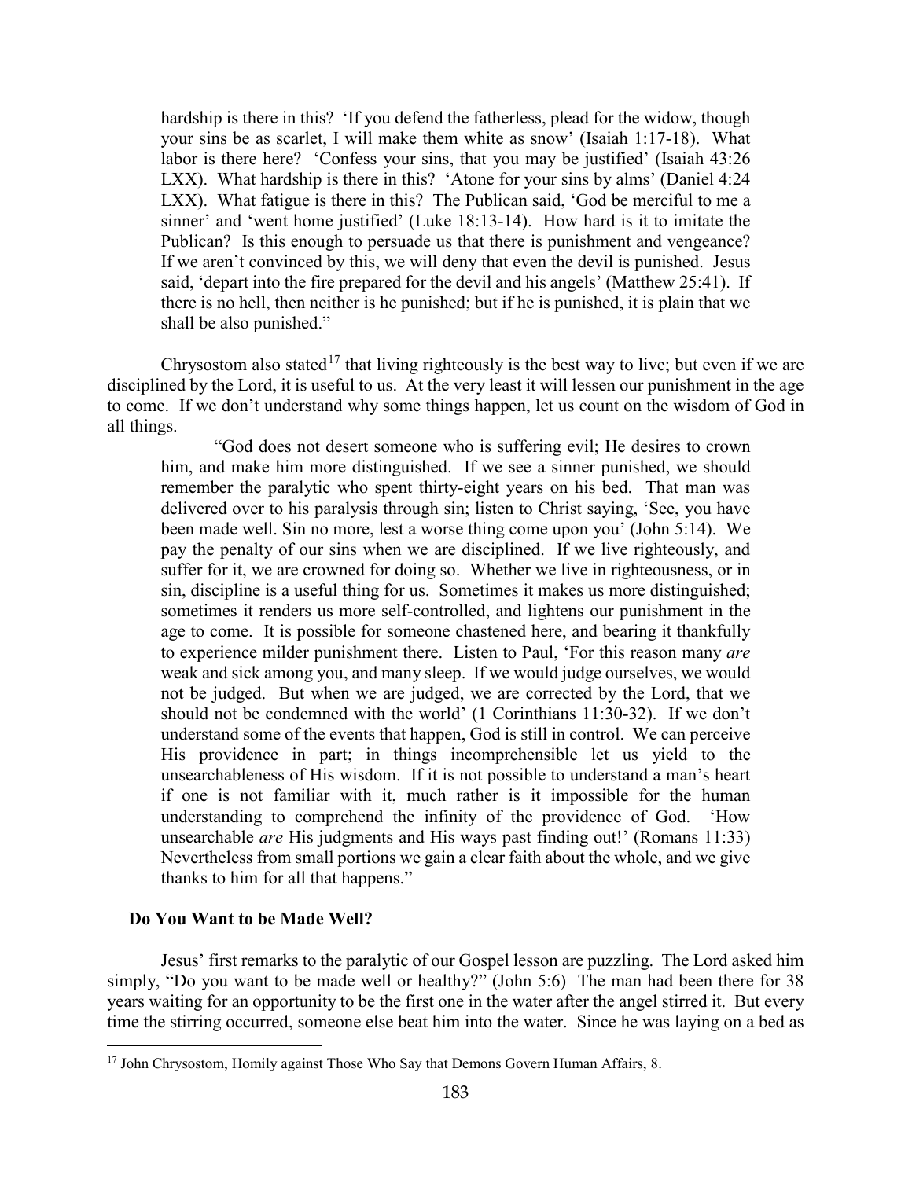hardship is there in this? 'If you defend the fatherless, plead for the widow, though your sins be as scarlet, I will make them white as snow' (Isaiah 1:17-18). What labor is there here? 'Confess your sins, that you may be justified' (Isaiah 43:26 LXX). What hardship is there in this? 'Atone for your sins by alms' (Daniel 4:24 LXX). What fatigue is there in this? The Publican said, 'God be merciful to me a sinner' and 'went home justified' (Luke 18:13-14). How hard is it to imitate the Publican? Is this enough to persuade us that there is punishment and vengeance? If we aren't convinced by this, we will deny that even the devil is punished. Jesus said, 'depart into the fire prepared for the devil and his angels' (Matthew 25:41). If there is no hell, then neither is he punished; but if he is punished, it is plain that we shall be also punished."

Chrysostom also stated[17] that living righteously is the best way to live; but even if we are disciplined by the Lord, it is useful to us. At the very least it will lessen our punishment in the age to come. If we don't understand why some things happen, let us count on the wisdom of God in all things.

> "God does not desert someone who is suffering evil; He desires to crown him, and make him more distinguished. If we see a sinner punished, we should remember the paralytic who spent thirty-eight years on his bed. That man was delivered over to his paralysis through sin; listen to Christ saying, 'See, you have been made well. Sin no more, lest a worse thing come upon you' (John 5:14). We pay the penalty of our sins when we are disciplined. If we live righteously, and suffer for it, we are crowned for doing so. Whether we live in righteousness, or in sin, discipline is a useful thing for us. Sometimes it makes us more distinguished; sometimes it renders us more self-controlled, and lightens our punishment in the age to come. It is possible for someone chastened here, and bearing it thankfully to experience milder punishment there. Listen to Paul, 'For this reason many *are* weak and sick among you, and many sleep. If we would judge ourselves, we would not be judged. But when we are judged, we are corrected by the Lord, that we should not be condemned with the world' (1 Corinthians 11:30-32). If we don't understand some of the events that happen, God is still in control. We can perceive His providence in part; in things incomprehensible let us yield to the unsearchableness of His wisdom. If it is not possible to understand a man's heart if one is not familiar with it, much rather is it impossible for the human understanding to comprehend the infinity of the providence of God. 'How unsearchable *are* His judgments and His ways past finding out!' (Romans 11:33) Nevertheless from small portions we gain a clear faith about the whole, and we give thanks to him for all that happens."

### Do You Want to be Made Well?

Jesus' first remarks to the paralytic of our Gospel lesson are puzzling. The Lord asked him simply, "Do you want to be made well or healthy?" (John 5:6) The man had been there for 38 years waiting for an opportunity to be the first one in the water after the angel stirred it. But every time the stirring occurred, someone else beat him into the water. Since he was laying on a bed as

---

[17] John Chrysostom, Homily against Those Who Say that Demons Govern Human Affairs, 8.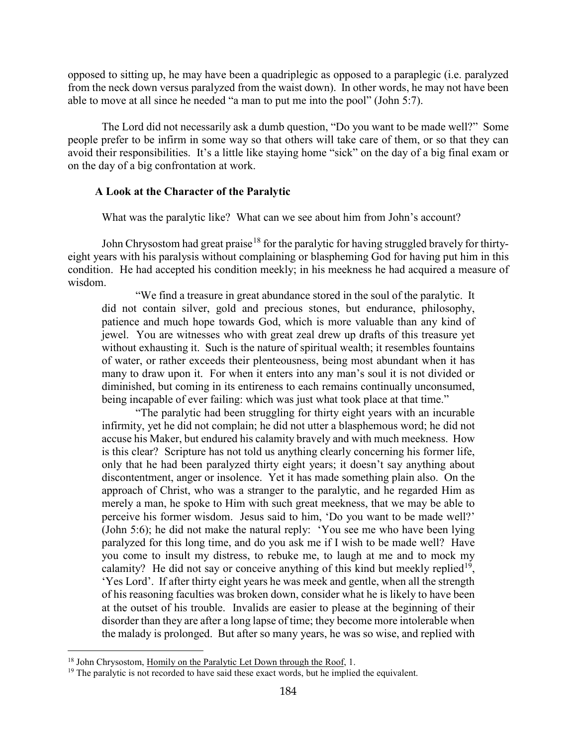opposed to sitting up, he may have been a quadriplegic as opposed to a paraplegic (i.e. paralyzed from the neck down versus paralyzed from the waist down). In other words, he may not have been able to move at all since he needed "a man to put me into the pool" (John 5:7).

The Lord did not necessarily ask a dumb question, "Do you want to be made well?" Some people prefer to be infirm in some way so that others will take care of them, or so that they can avoid their responsibilities. It's a little like staying home "sick" on the day of a big final exam or on the day of a big confrontation at work.

### A Look at the Character of the Paralytic

What was the paralytic like? What can we see about him from John's account?

John Chrysostom had great praise[18] for the paralytic for having struggled bravely for thirty-eight years with his paralysis without complaining or blaspheming God for having put him in this condition. He had accepted his condition meekly; in his meekness he had acquired a measure of wisdom.

> "We find a treasure in great abundance stored in the soul of the paralytic. It did not contain silver, gold and precious stones, but endurance, philosophy, patience and much hope towards God, which is more valuable than any kind of jewel. You are witnesses who with great zeal drew up drafts of this treasure yet without exhausting it. Such is the nature of spiritual wealth; it resembles fountains of water, or rather exceeds their plenteousness, being most abundant when it has many to draw upon it. For when it enters into any man's soul it is not divided or diminished, but coming in its entireness to each remains continually unconsumed, being incapable of ever failing: which was just what took place at that time."
>
> "The paralytic had been struggling for thirty eight years with an incurable infirmity, yet he did not complain; he did not utter a blasphemous word; he did not accuse his Maker, but endured his calamity bravely and with much meekness. How is this clear? Scripture has not told us anything clearly concerning his former life, only that he had been paralyzed thirty eight years; it doesn't say anything about discontentment, anger or insolence. Yet it has made something plain also. On the approach of Christ, who was a stranger to the paralytic, and he regarded Him as merely a man, he spoke to Him with such great meekness, that we may be able to perceive his former wisdom. Jesus said to him, 'Do you want to be made well?' (John 5:6); he did not make the natural reply: 'You see me who have been lying paralyzed for this long time, and do you ask me if I wish to be made well? Have you come to insult my distress, to rebuke me, to laugh at me and to mock my calamity? He did not say or conceive anything of this kind but meekly replied[19], 'Yes Lord'. If after thirty eight years he was meek and gentle, when all the strength of his reasoning faculties was broken down, consider what he is likely to have been at the outset of his trouble. Invalids are easier to please at the beginning of their disorder than they are after a long lapse of time; they become more intolerable when the malady is prolonged. But after so many years, he was so wise, and replied with

---

[18] John Chrysostom, Homily on the Paralytic Let Down through the Roof, 1.

[19] The paralytic is not recorded to have said these exact words, but he implied the equivalent.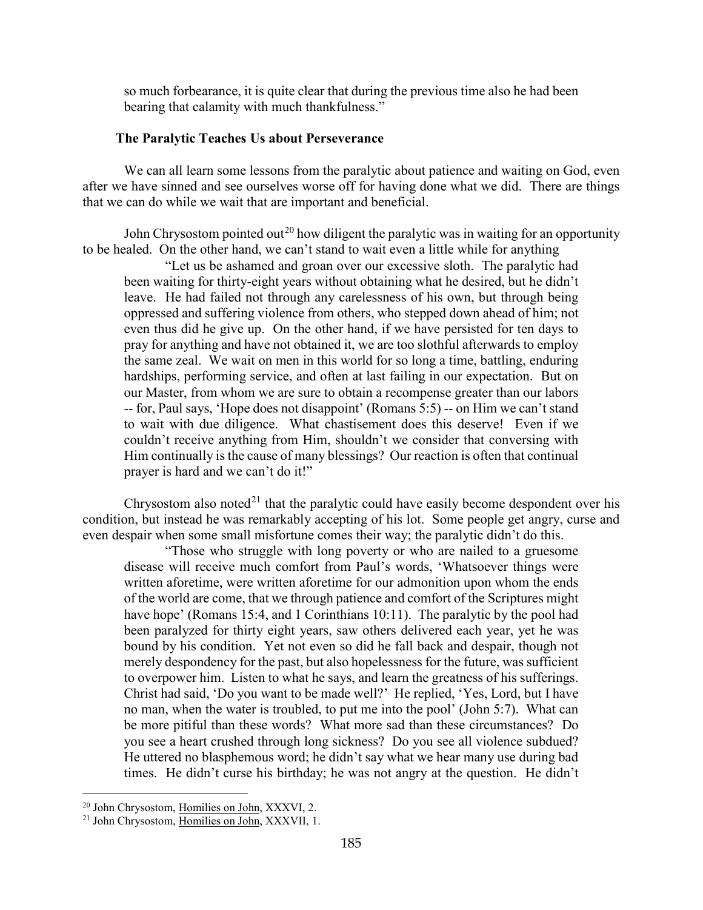so much forbearance, it is quite clear that during the previous time also he had been bearing that calamity with much thankfulness."

### The Paralytic Teaches Us about Perseverance

We can all learn some lessons from the paralytic about patience and waiting on God, even after we have sinned and see ourselves worse off for having done what we did. There are things that we can do while we wait that are important and beneficial.

John Chrysostom pointed out[20] how diligent the paralytic was in waiting for an opportunity to be healed. On the other hand, we can't stand to wait even a little while for anything

> "Let us be ashamed and groan over our excessive sloth. The paralytic had been waiting for thirty-eight years without obtaining what he desired, but he didn't leave. He had failed not through any carelessness of his own, but through being oppressed and suffering violence from others, who stepped down ahead of him; not even thus did he give up. On the other hand, if we have persisted for ten days to pray for anything and have not obtained it, we are too slothful afterwards to employ the same zeal. We wait on men in this world for so long a time, battling, enduring hardships, performing service, and often at last failing in our expectation. But on our Master, from whom we are sure to obtain a recompense greater than our labors -- for, Paul says, 'Hope does not disappoint' (Romans 5:5) -- on Him we can't stand to wait with due diligence. What chastisement does this deserve! Even if we couldn't receive anything from Him, shouldn't we consider that conversing with Him continually is the cause of many blessings? Our reaction is often that continual prayer is hard and we can't do it!"

Chrysostom also noted[21] that the paralytic could have easily become despondent over his condition, but instead he was remarkably accepting of his lot. Some people get angry, curse and even despair when some small misfortune comes their way; the paralytic didn't do this.

> "Those who struggle with long poverty or who are nailed to a gruesome disease will receive much comfort from Paul's words, 'Whatsoever things were written aforetime, were written aforetime for our admonition upon whom the ends of the world are come, that we through patience and comfort of the Scriptures might have hope' (Romans 15:4, and 1 Corinthians 10:11). The paralytic by the pool had been paralyzed for thirty eight years, saw others delivered each year, yet he was bound by his condition. Yet not even so did he fall back and despair, though not merely despondency for the past, but also hopelessness for the future, was sufficient to overpower him. Listen to what he says, and learn the greatness of his sufferings. Christ had said, 'Do you want to be made well?' He replied, 'Yes, Lord, but I have no man, when the water is troubled, to put me into the pool' (John 5:7). What can be more pitiful than these words? What more sad than these circumstances? Do you see a heart crushed through long sickness? Do you see all violence subdued? He uttered no blasphemous word; he didn't say what we hear many use during bad times. He didn't curse his birthday; he was not angry at the question. He didn't

---

[20] John Chrysostom, Homilies on John, XXXVI, 2.

[21] John Chrysostom, Homilies on John, XXXVII, 1.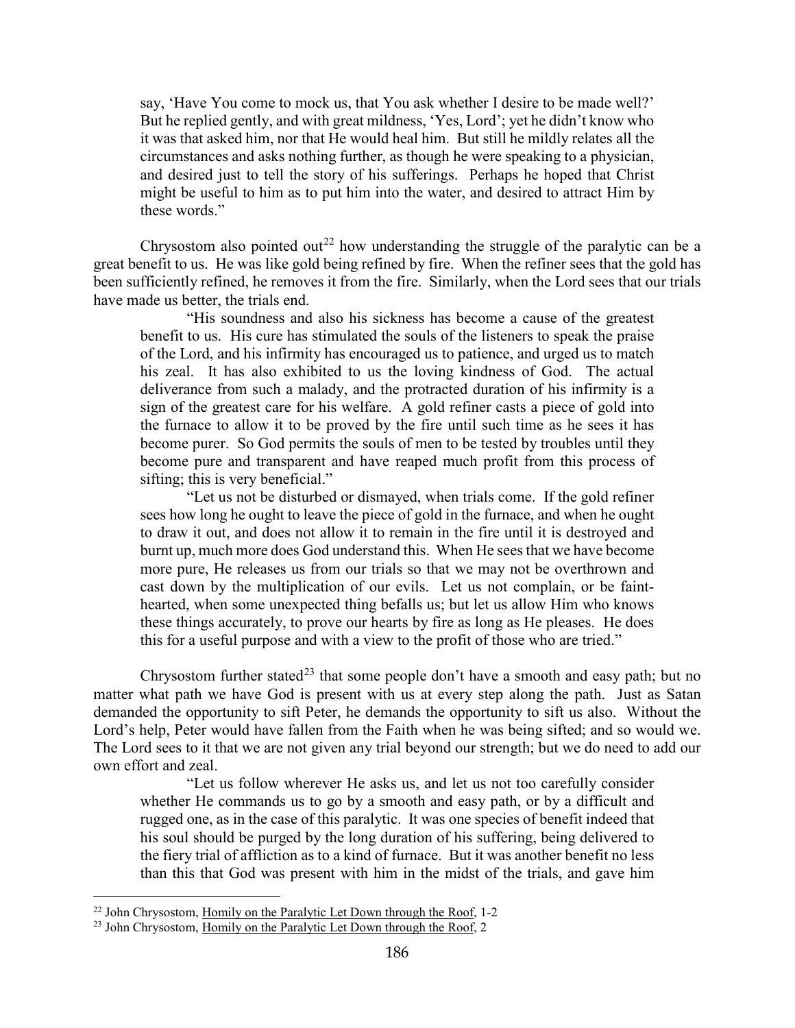say, 'Have You come to mock us, that You ask whether I desire to be made well?' But he replied gently, and with great mildness, 'Yes, Lord'; yet he didn't know who it was that asked him, nor that He would heal him. But still he mildly relates all the circumstances and asks nothing further, as though he were speaking to a physician, and desired just to tell the story of his sufferings. Perhaps he hoped that Christ might be useful to him as to put him into the water, and desired to attract Him by these words."

Chrysostom also pointed out[22] how understanding the struggle of the paralytic can be a great benefit to us. He was like gold being refined by fire. When the refiner sees that the gold has been sufficiently refined, he removes it from the fire. Similarly, when the Lord sees that our trials have made us better, the trials end.

> "His soundness and also his sickness has become a cause of the greatest benefit to us. His cure has stimulated the souls of the listeners to speak the praise of the Lord, and his infirmity has encouraged us to patience, and urged us to match his zeal. It has also exhibited to us the loving kindness of God. The actual deliverance from such a malady, and the protracted duration of his infirmity is a sign of the greatest care for his welfare. A gold refiner casts a piece of gold into the furnace to allow it to be proved by the fire until such time as he sees it has become purer. So God permits the souls of men to be tested by troubles until they become pure and transparent and have reaped much profit from this process of sifting; this is very beneficial."
>
> "Let us not be disturbed or dismayed, when trials come. If the gold refiner sees how long he ought to leave the piece of gold in the furnace, and when he ought to draw it out, and does not allow it to remain in the fire until it is destroyed and burnt up, much more does God understand this. When He sees that we have become more pure, He releases us from our trials so that we may not be overthrown and cast down by the multiplication of our evils. Let us not complain, or be faint-hearted, when some unexpected thing befalls us; but let us allow Him who knows these things accurately, to prove our hearts by fire as long as He pleases. He does this for a useful purpose and with a view to the profit of those who are tried."

Chrysostom further stated[23] that some people don't have a smooth and easy path; but no matter what path we have God is present with us at every step along the path. Just as Satan demanded the opportunity to sift Peter, he demands the opportunity to sift us also. Without the Lord's help, Peter would have fallen from the Faith when he was being sifted; and so would we. The Lord sees to it that we are not given any trial beyond our strength; but we do need to add our own effort and zeal.

> "Let us follow wherever He asks us, and let us not too carefully consider whether He commands us to go by a smooth and easy path, or by a difficult and rugged one, as in the case of this paralytic. It was one species of benefit indeed that his soul should be purged by the long duration of his suffering, being delivered to the fiery trial of affliction as to a kind of furnace. But it was another benefit no less than this that God was present with him in the midst of the trials, and gave him

---

[22] John Chrysostom, Homily on the Paralytic Let Down through the Roof, 1-2

[23] John Chrysostom, Homily on the Paralytic Let Down through the Roof, 2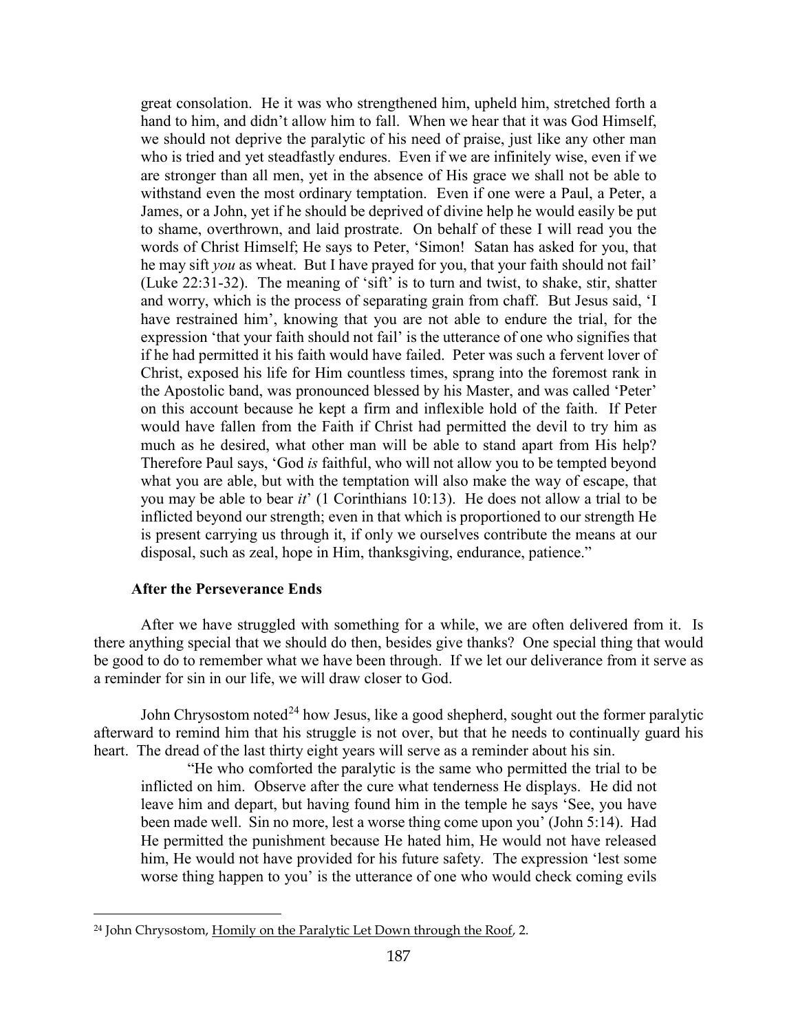great consolation. He it was who strengthened him, upheld him, stretched forth a hand to him, and didn't allow him to fall. When we hear that it was God Himself, we should not deprive the paralytic of his need of praise, just like any other man who is tried and yet steadfastly endures. Even if we are infinitely wise, even if we are stronger than all men, yet in the absence of His grace we shall not be able to withstand even the most ordinary temptation. Even if one were a Paul, a Peter, a James, or a John, yet if he should be deprived of divine help he would easily be put to shame, overthrown, and laid prostrate. On behalf of these I will read you the words of Christ Himself; He says to Peter, 'Simon! Satan has asked for you, that he may sift *you* as wheat. But I have prayed for you, that your faith should not fail' (Luke 22:31-32). The meaning of 'sift' is to turn and twist, to shake, stir, shatter and worry, which is the process of separating grain from chaff. But Jesus said, 'I have restrained him', knowing that you are not able to endure the trial, for the expression 'that your faith should not fail' is the utterance of one who signifies that if he had permitted it his faith would have failed. Peter was such a fervent lover of Christ, exposed his life for Him countless times, sprang into the foremost rank in the Apostolic band, was pronounced blessed by his Master, and was called 'Peter' on this account because he kept a firm and inflexible hold of the faith. If Peter would have fallen from the Faith if Christ had permitted the devil to try him as much as he desired, what other man will be able to stand apart from His help? Therefore Paul says, 'God *is* faithful, who will not allow you to be tempted beyond what you are able, but with the temptation will also make the way of escape, that you may be able to bear *it*' (1 Corinthians 10:13). He does not allow a trial to be inflicted beyond our strength; even in that which is proportioned to our strength He is present carrying us through it, if only we ourselves contribute the means at our disposal, such as zeal, hope in Him, thanksgiving, endurance, patience."

### After the Perseverance Ends

After we have struggled with something for a while, we are often delivered from it. Is there anything special that we should do then, besides give thanks? One special thing that would be good to do to remember what we have been through. If we let our deliverance from it serve as a reminder for sin in our life, we will draw closer to God.

John Chrysostom noted[24] how Jesus, like a good shepherd, sought out the former paralytic afterward to remind him that his struggle is not over, but that he needs to continually guard his heart. The dread of the last thirty eight years will serve as a reminder about his sin.

"He who comforted the paralytic is the same who permitted the trial to be inflicted on him. Observe after the cure what tenderness He displays. He did not leave him and depart, but having found him in the temple he says 'See, you have been made well. Sin no more, lest a worse thing come upon you' (John 5:14). Had He permitted the punishment because He hated him, He would not have released him, He would not have provided for his future safety. The expression 'lest some worse thing happen to you' is the utterance of one who would check coming evils

---

[24] John Chrysostom, Homily on the Paralytic Let Down through the Roof, 2.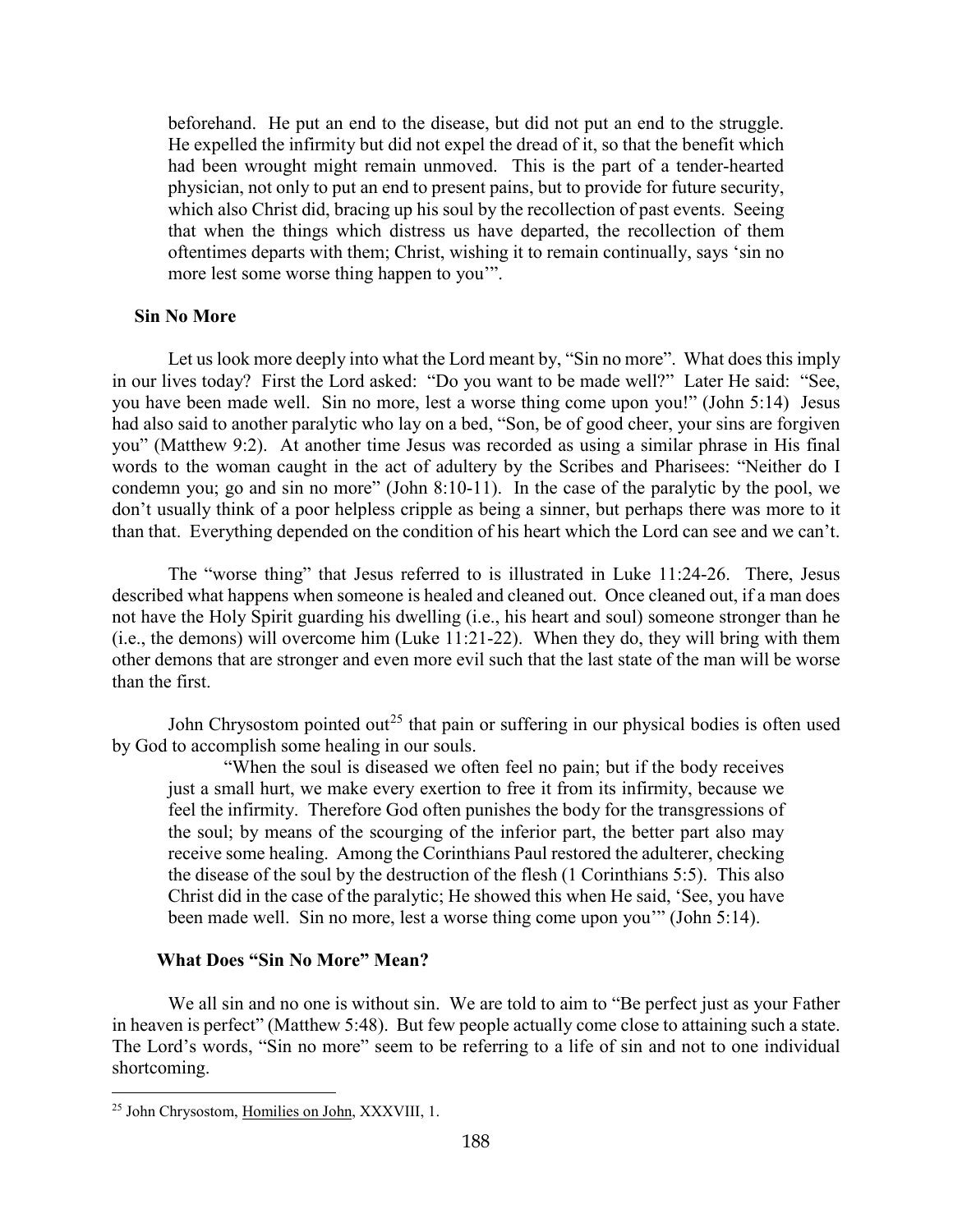> beforehand. He put an end to the disease, but did not put an end to the struggle. He expelled the infirmity but did not expel the dread of it, so that the benefit which had been wrought might remain unmoved. This is the part of a tender-hearted physician, not only to put an end to present pains, but to provide for future security, which also Christ did, bracing up his soul by the recollection of past events. Seeing that when the things which distress us have departed, the recollection of them oftentimes departs with them; Christ, wishing it to remain continually, says 'sin no more lest some worse thing happen to you'".

### Sin No More

Let us look more deeply into what the Lord meant by, "Sin no more". What does this imply in our lives today? First the Lord asked: "Do you want to be made well?" Later He said: "See, you have been made well. Sin no more, lest a worse thing come upon you!" (John 5:14) Jesus had also said to another paralytic who lay on a bed, "Son, be of good cheer, your sins are forgiven you" (Matthew 9:2). At another time Jesus was recorded as using a similar phrase in His final words to the woman caught in the act of adultery by the Scribes and Pharisees: "Neither do I condemn you; go and sin no more" (John 8:10-11). In the case of the paralytic by the pool, we don't usually think of a poor helpless cripple as being a sinner, but perhaps there was more to it than that. Everything depended on the condition of his heart which the Lord can see and we can't.

The "worse thing" that Jesus referred to is illustrated in Luke 11:24-26. There, Jesus described what happens when someone is healed and cleaned out. Once cleaned out, if a man does not have the Holy Spirit guarding his dwelling (i.e., his heart and soul) someone stronger than he (i.e., the demons) will overcome him (Luke 11:21-22). When they do, they will bring with them other demons that are stronger and even more evil such that the last state of the man will be worse than the first.

John Chrysostom pointed out[25] that pain or suffering in our physical bodies is often used by God to accomplish some healing in our souls.

> "When the soul is diseased we often feel no pain; but if the body receives just a small hurt, we make every exertion to free it from its infirmity, because we feel the infirmity. Therefore God often punishes the body for the transgressions of the soul; by means of the scourging of the inferior part, the better part also may receive some healing. Among the Corinthians Paul restored the adulterer, checking the disease of the soul by the destruction of the flesh (1 Corinthians 5:5). This also Christ did in the case of the paralytic; He showed this when He said, 'See, you have been made well. Sin no more, lest a worse thing come upon you'" (John 5:14).

### What Does "Sin No More" Mean?

We all sin and no one is without sin. We are told to aim to "Be perfect just as your Father in heaven is perfect" (Matthew 5:48). But few people actually come close to attaining such a state. The Lord's words, "Sin no more" seem to be referring to a life of sin and not to one individual shortcoming.

---

[25] John Chrysostom, Homilies on John, XXXVIII, 1.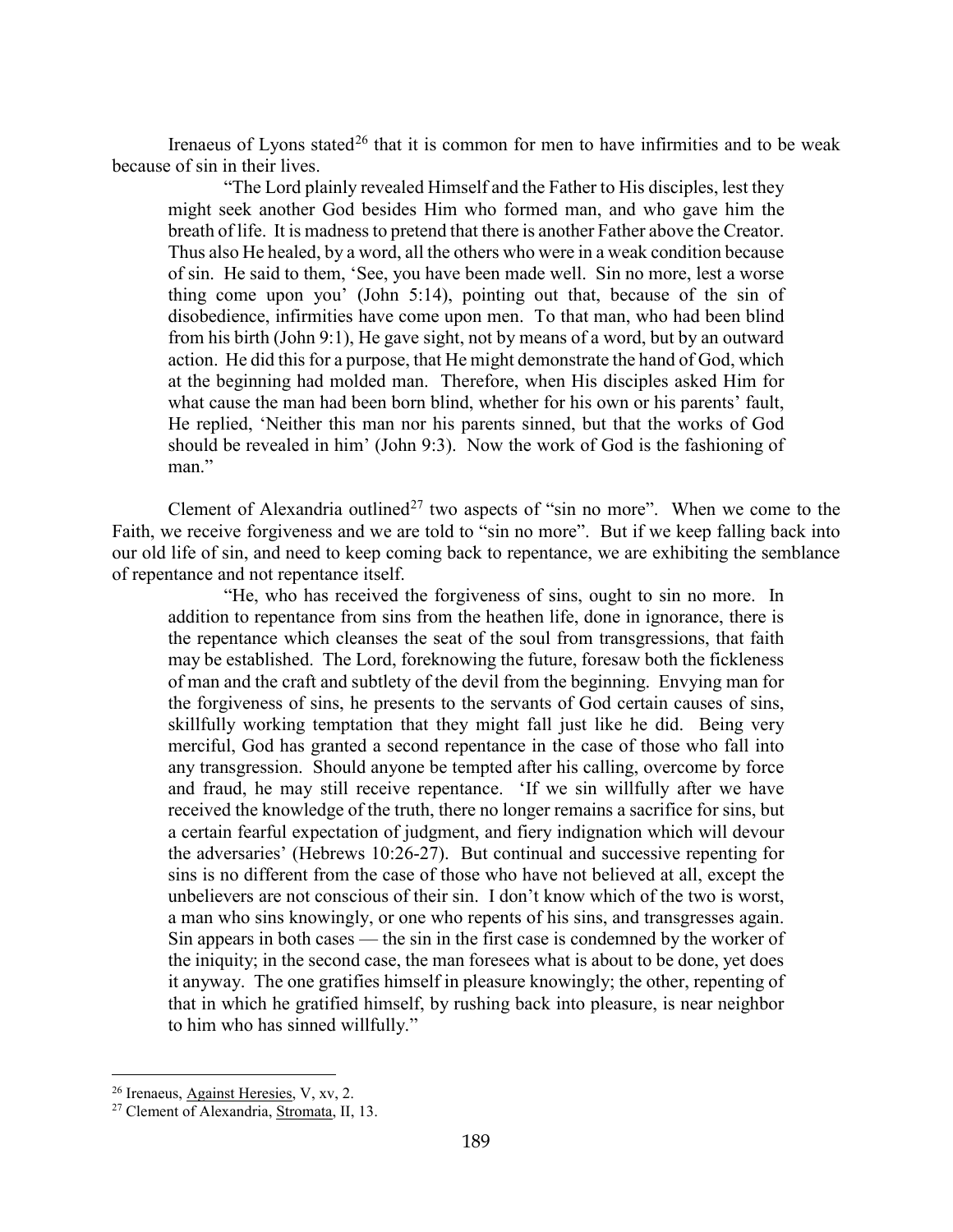Irenaeus of Lyons stated[26] that it is common for men to have infirmities and to be weak because of sin in their lives.

> "The Lord plainly revealed Himself and the Father to His disciples, lest they might seek another God besides Him who formed man, and who gave him the breath of life. It is madness to pretend that there is another Father above the Creator. Thus also He healed, by a word, all the others who were in a weak condition because of sin. He said to them, 'See, you have been made well. Sin no more, lest a worse thing come upon you' (John 5:14), pointing out that, because of the sin of disobedience, infirmities have come upon men. To that man, who had been blind from his birth (John 9:1), He gave sight, not by means of a word, but by an outward action. He did this for a purpose, that He might demonstrate the hand of God, which at the beginning had molded man. Therefore, when His disciples asked Him for what cause the man had been born blind, whether for his own or his parents' fault, He replied, 'Neither this man nor his parents sinned, but that the works of God should be revealed in him' (John 9:3). Now the work of God is the fashioning of man."

Clement of Alexandria outlined[27] two aspects of "sin no more". When we come to the Faith, we receive forgiveness and we are told to "sin no more". But if we keep falling back into our old life of sin, and need to keep coming back to repentance, we are exhibiting the semblance of repentance and not repentance itself.

> "He, who has received the forgiveness of sins, ought to sin no more. In addition to repentance from sins from the heathen life, done in ignorance, there is the repentance which cleanses the seat of the soul from transgressions, that faith may be established. The Lord, foreknowing the future, foresaw both the fickleness of man and the craft and subtlety of the devil from the beginning. Envying man for the forgiveness of sins, he presents to the servants of God certain causes of sins, skillfully working temptation that they might fall just like he did. Being very merciful, God has granted a second repentance in the case of those who fall into any transgression. Should anyone be tempted after his calling, overcome by force and fraud, he may still receive repentance. 'If we sin willfully after we have received the knowledge of the truth, there no longer remains a sacrifice for sins, but a certain fearful expectation of judgment, and fiery indignation which will devour the adversaries' (Hebrews 10:26-27). But continual and successive repenting for sins is no different from the case of those who have not believed at all, except the unbelievers are not conscious of their sin. I don't know which of the two is worst, a man who sins knowingly, or one who repents of his sins, and transgresses again. Sin appears in both cases — the sin in the first case is condemned by the worker of the iniquity; in the second case, the man foresees what is about to be done, yet does it anyway. The one gratifies himself in pleasure knowingly; the other, repenting of that in which he gratified himself, by rushing back into pleasure, is near neighbor to him who has sinned willfully."

---

[26] Irenaeus, Against Heresies, V, xv, 2.

[27] Clement of Alexandria, Stromata, II, 13.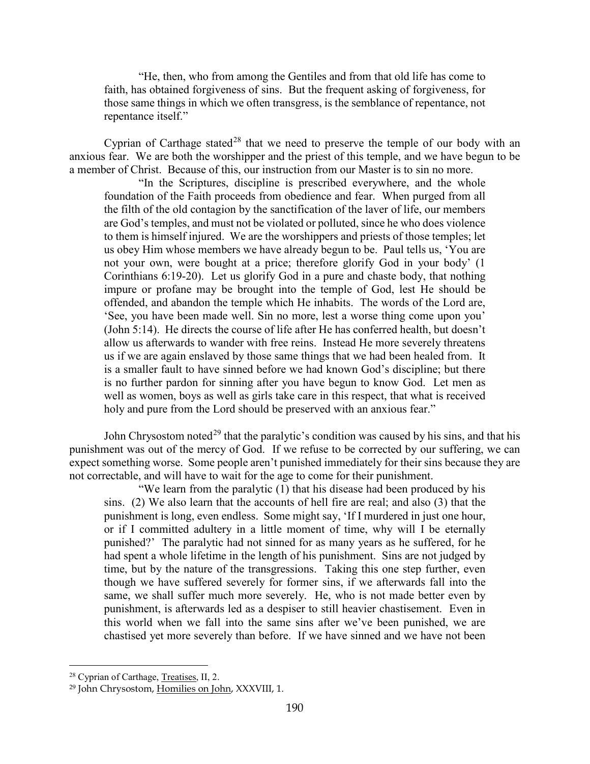> "He, then, who from among the Gentiles and from that old life has come to faith, has obtained forgiveness of sins. But the frequent asking of forgiveness, for those same things in which we often transgress, is the semblance of repentance, not repentance itself."

Cyprian of Carthage stated[28] that we need to preserve the temple of our body with an anxious fear. We are both the worshipper and the priest of this temple, and we have begun to be a member of Christ. Because of this, our instruction from our Master is to sin no more.

> "In the Scriptures, discipline is prescribed everywhere, and the whole foundation of the Faith proceeds from obedience and fear. When purged from all the filth of the old contagion by the sanctification of the laver of life, our members are God's temples, and must not be violated or polluted, since he who does violence to them is himself injured. We are the worshippers and priests of those temples; let us obey Him whose members we have already begun to be. Paul tells us, 'You are not your own, were bought at a price; therefore glorify God in your body' (1 Corinthians 6:19-20). Let us glorify God in a pure and chaste body, that nothing impure or profane may be brought into the temple of God, lest He should be offended, and abandon the temple which He inhabits. The words of the Lord are, 'See, you have been made well. Sin no more, lest a worse thing come upon you' (John 5:14). He directs the course of life after He has conferred health, but doesn't allow us afterwards to wander with free reins. Instead He more severely threatens us if we are again enslaved by those same things that we had been healed from. It is a smaller fault to have sinned before we had known God's discipline; but there is no further pardon for sinning after you have begun to know God. Let men as well as women, boys as well as girls take care in this respect, that what is received holy and pure from the Lord should be preserved with an anxious fear."

John Chrysostom noted[29] that the paralytic's condition was caused by his sins, and that his punishment was out of the mercy of God. If we refuse to be corrected by our suffering, we can expect something worse. Some people aren't punished immediately for their sins because they are not correctable, and will have to wait for the age to come for their punishment.

> "We learn from the paralytic (1) that his disease had been produced by his sins. (2) We also learn that the accounts of hell fire are real; and also (3) that the punishment is long, even endless. Some might say, 'If I murdered in just one hour, or if I committed adultery in a little moment of time, why will I be eternally punished?' The paralytic had not sinned for as many years as he suffered, for he had spent a whole lifetime in the length of his punishment. Sins are not judged by time, but by the nature of the transgressions. Taking this one step further, even though we have suffered severely for former sins, if we afterwards fall into the same, we shall suffer much more severely. He, who is not made better even by punishment, is afterwards led as a despiser to still heavier chastisement. Even in this world when we fall into the same sins after we've been punished, we are chastised yet more severely than before. If we have sinned and we have not been

---

[28] Cyprian of Carthage, Treatises, II, 2.

[29] John Chrysostom, Homilies on John, XXXVIII, 1.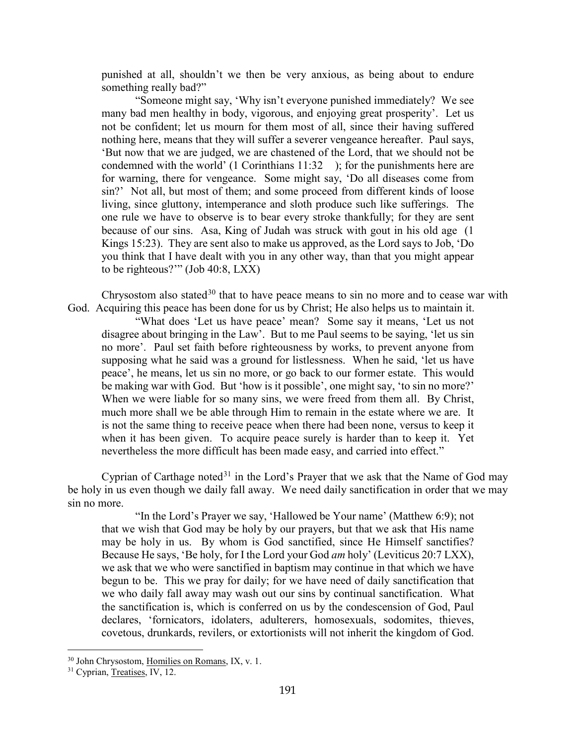punished at all, shouldn't we then be very anxious, as being about to endure something really bad?"

"Someone might say, 'Why isn't everyone punished immediately? We see many bad men healthy in body, vigorous, and enjoying great prosperity'. Let us not be confident; let us mourn for them most of all, since their having suffered nothing here, means that they will suffer a severer vengeance hereafter. Paul says, 'But now that we are judged, we are chastened of the Lord, that we should not be condemned with the world' (1 Corinthians 11:32 ); for the punishments here are for warning, there for vengeance. Some might say, 'Do all diseases come from sin?' Not all, but most of them; and some proceed from different kinds of loose living, since gluttony, intemperance and sloth produce such like sufferings. The one rule we have to observe is to bear every stroke thankfully; for they are sent because of our sins. Asa, King of Judah was struck with gout in his old age (1 Kings 15:23). They are sent also to make us approved, as the Lord says to Job, 'Do you think that I have dealt with you in any other way, than that you might appear to be righteous?'" (Job 40:8, LXX)

Chrysostom also stated[30] that to have peace means to sin no more and to cease war with God. Acquiring this peace has been done for us by Christ; He also helps us to maintain it.

"What does 'Let us have peace' mean? Some say it means, 'Let us not disagree about bringing in the Law'. But to me Paul seems to be saying, 'let us sin no more'. Paul set faith before righteousness by works, to prevent anyone from supposing what he said was a ground for listlessness. When he said, 'let us have peace', he means, let us sin no more, or go back to our former estate. This would be making war with God. But 'how is it possible', one might say, 'to sin no more?' When we were liable for so many sins, we were freed from them all. By Christ, much more shall we be able through Him to remain in the estate where we are. It is not the same thing to receive peace when there had been none, versus to keep it when it has been given. To acquire peace surely is harder than to keep it. Yet nevertheless the more difficult has been made easy, and carried into effect."

Cyprian of Carthage noted[31] in the Lord's Prayer that we ask that the Name of God may be holy in us even though we daily fall away. We need daily sanctification in order that we may sin no more.

"In the Lord's Prayer we say, 'Hallowed be Your name' (Matthew 6:9); not that we wish that God may be holy by our prayers, but that we ask that His name may be holy in us. By whom is God sanctified, since He Himself sanctifies? Because He says, 'Be holy, for I the Lord your God *am* holy' (Leviticus 20:7 LXX), we ask that we who were sanctified in baptism may continue in that which we have begun to be. This we pray for daily; for we have need of daily sanctification that we who daily fall away may wash out our sins by continual sanctification. What the sanctification is, which is conferred on us by the condescension of God, Paul declares, 'fornicators, idolaters, adulterers, homosexuals, sodomites, thieves, covetous, drunkards, revilers, or extortionists will not inherit the kingdom of God.

---

[30] John Chrysostom, Homilies on Romans, IX, v. 1.

[31] Cyprian, Treatises, IV, 12.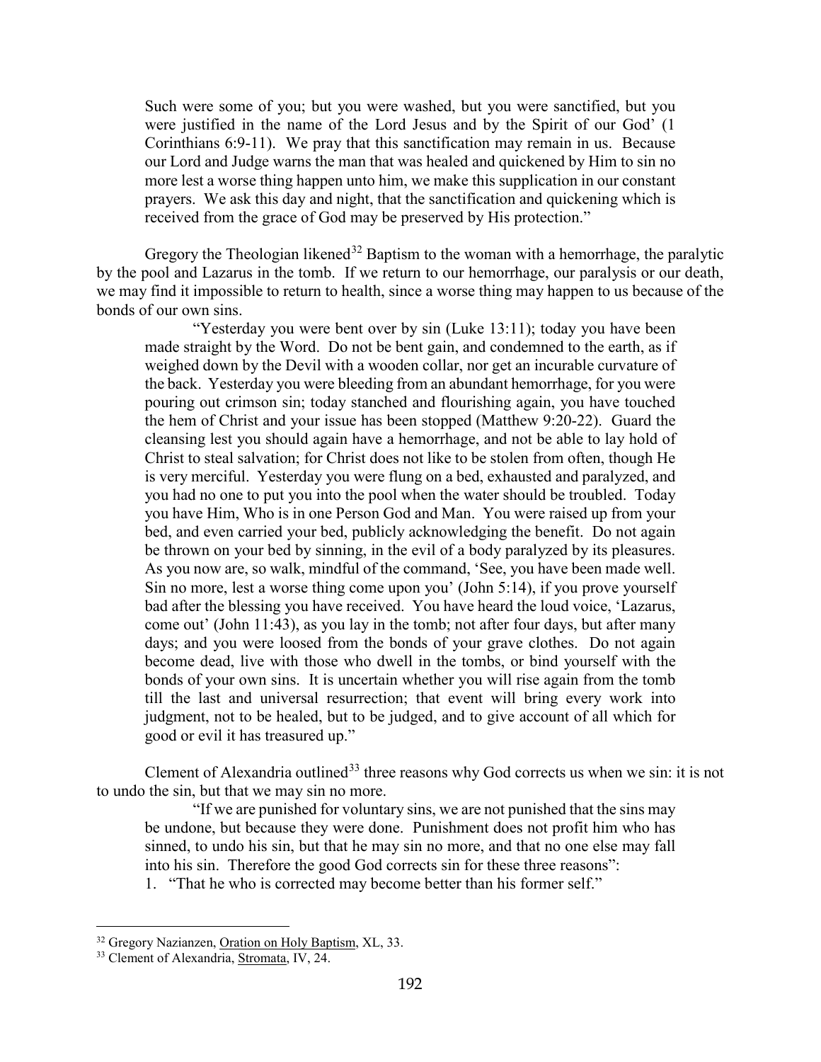> Such were some of you; but you were washed, but you were sanctified, but you were justified in the name of the Lord Jesus and by the Spirit of our God' (1 Corinthians 6:9-11). We pray that this sanctification may remain in us. Because our Lord and Judge warns the man that was healed and quickened by Him to sin no more lest a worse thing happen unto him, we make this supplication in our constant prayers. We ask this day and night, that the sanctification and quickening which is received from the grace of God may be preserved by His protection."

Gregory the Theologian likened[32] Baptism to the woman with a hemorrhage, the paralytic by the pool and Lazarus in the tomb. If we return to our hemorrhage, our paralysis or our death, we may find it impossible to return to health, since a worse thing may happen to us because of the bonds of our own sins.

> "Yesterday you were bent over by sin (Luke 13:11); today you have been made straight by the Word. Do not be bent gain, and condemned to the earth, as if weighed down by the Devil with a wooden collar, nor get an incurable curvature of the back. Yesterday you were bleeding from an abundant hemorrhage, for you were pouring out crimson sin; today stanched and flourishing again, you have touched the hem of Christ and your issue has been stopped (Matthew 9:20-22). Guard the cleansing lest you should again have a hemorrhage, and not be able to lay hold of Christ to steal salvation; for Christ does not like to be stolen from often, though He is very merciful. Yesterday you were flung on a bed, exhausted and paralyzed, and you had no one to put you into the pool when the water should be troubled. Today you have Him, Who is in one Person God and Man. You were raised up from your bed, and even carried your bed, publicly acknowledging the benefit. Do not again be thrown on your bed by sinning, in the evil of a body paralyzed by its pleasures. As you now are, so walk, mindful of the command, 'See, you have been made well. Sin no more, lest a worse thing come upon you' (John 5:14), if you prove yourself bad after the blessing you have received. You have heard the loud voice, 'Lazarus, come out' (John 11:43), as you lay in the tomb; not after four days, but after many days; and you were loosed from the bonds of your grave clothes. Do not again become dead, live with those who dwell in the tombs, or bind yourself with the bonds of your own sins. It is uncertain whether you will rise again from the tomb till the last and universal resurrection; that event will bring every work into judgment, not to be healed, but to be judged, and to give account of all which for good or evil it has treasured up."

Clement of Alexandria outlined[33] three reasons why God corrects us when we sin: it is not to undo the sin, but that we may sin no more.

> "If we are punished for voluntary sins, we are not punished that the sins may be undone, but because they were done. Punishment does not profit him who has sinned, to undo his sin, but that he may sin no more, and that no one else may fall into his sin. Therefore the good God corrects sin for these three reasons":
>
> 1. "That he who is corrected may become better than his former self."

---

[32] Gregory Nazianzen, Oration on Holy Baptism, XL, 33.

[33] Clement of Alexandria, Stromata, IV, 24.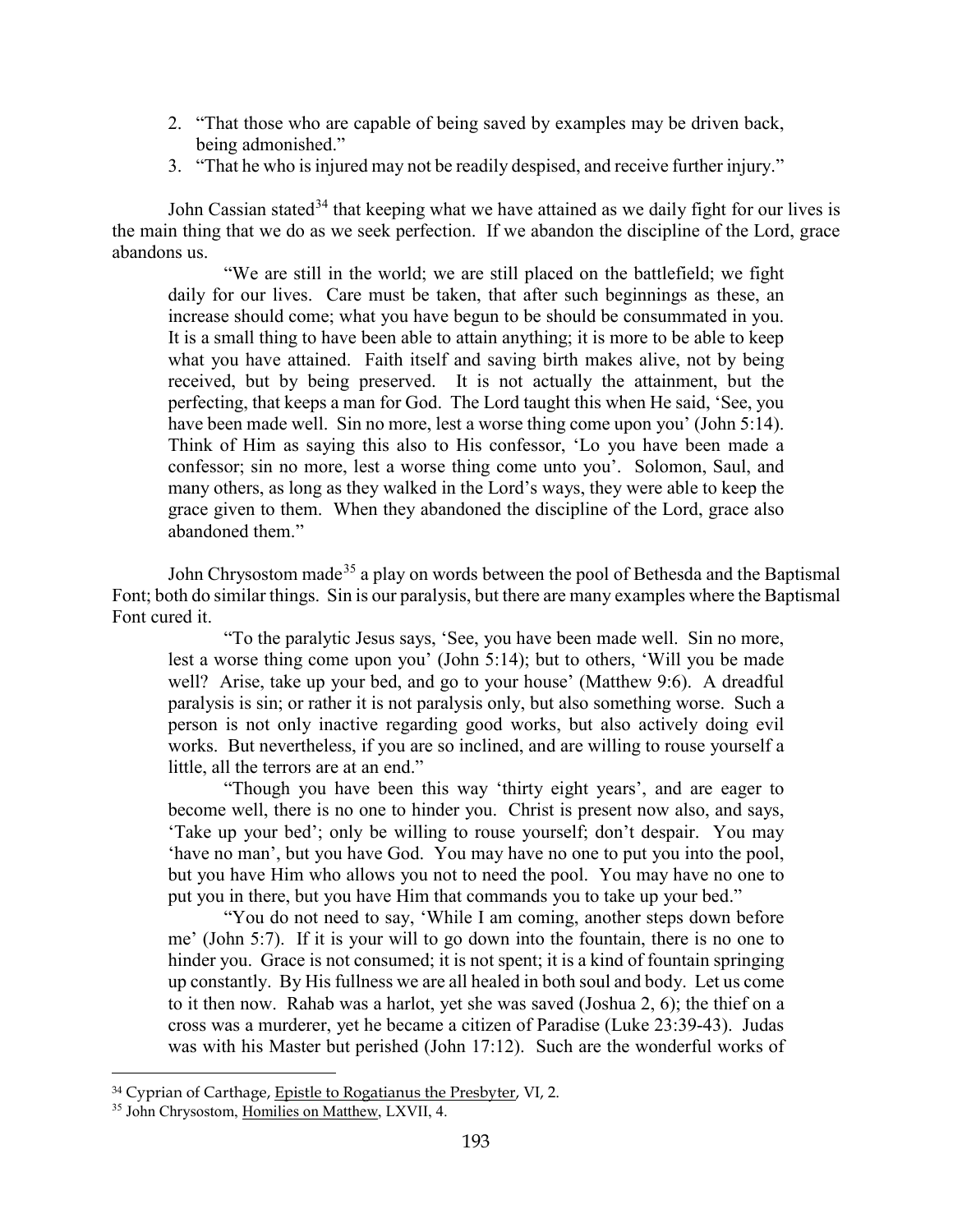2. "That those who are capable of being saved by examples may be driven back, being admonished."
3. "That he who is injured may not be readily despised, and receive further injury."

John Cassian stated[34] that keeping what we have attained as we daily fight for our lives is the main thing that we do as we seek perfection. If we abandon the discipline of the Lord, grace abandons us.

> "We are still in the world; we are still placed on the battlefield; we fight daily for our lives. Care must be taken, that after such beginnings as these, an increase should come; what you have begun to be should be consummated in you. It is a small thing to have been able to attain anything; it is more to be able to keep what you have attained. Faith itself and saving birth makes alive, not by being received, but by being preserved. It is not actually the attainment, but the perfecting, that keeps a man for God. The Lord taught this when He said, 'See, you have been made well. Sin no more, lest a worse thing come upon you' (John 5:14). Think of Him as saying this also to His confessor, 'Lo you have been made a confessor; sin no more, lest a worse thing come unto you'. Solomon, Saul, and many others, as long as they walked in the Lord's ways, they were able to keep the grace given to them. When they abandoned the discipline of the Lord, grace also abandoned them."

John Chrysostom made[35] a play on words between the pool of Bethesda and the Baptismal Font; both do similar things. Sin is our paralysis, but there are many examples where the Baptismal Font cured it.

> "To the paralytic Jesus says, 'See, you have been made well. Sin no more, lest a worse thing come upon you' (John 5:14); but to others, 'Will you be made well? Arise, take up your bed, and go to your house' (Matthew 9:6). A dreadful paralysis is sin; or rather it is not paralysis only, but also something worse. Such a person is not only inactive regarding good works, but also actively doing evil works. But nevertheless, if you are so inclined, and are willing to rouse yourself a little, all the terrors are at an end."
>
> "Though you have been this way 'thirty eight years', and are eager to become well, there is no one to hinder you. Christ is present now also, and says, 'Take up your bed'; only be willing to rouse yourself; don't despair. You may 'have no man', but you have God. You may have no one to put you into the pool, but you have Him who allows you not to need the pool. You may have no one to put you in there, but you have Him that commands you to take up your bed."
>
> "You do not need to say, 'While I am coming, another steps down before me' (John 5:7). If it is your will to go down into the fountain, there is no one to hinder you. Grace is not consumed; it is not spent; it is a kind of fountain springing up constantly. By His fullness we are all healed in both soul and body. Let us come to it then now. Rahab was a harlot, yet she was saved (Joshua 2, 6); the thief on a cross was a murderer, yet he became a citizen of Paradise (Luke 23:39-43). Judas was with his Master but perished (John 17:12). Such are the wonderful works of

---

[34] Cyprian of Carthage, Epistle to Rogatianus the Presbyter, VI, 2.

[35] John Chrysostom, Homilies on Matthew, LXVII, 4.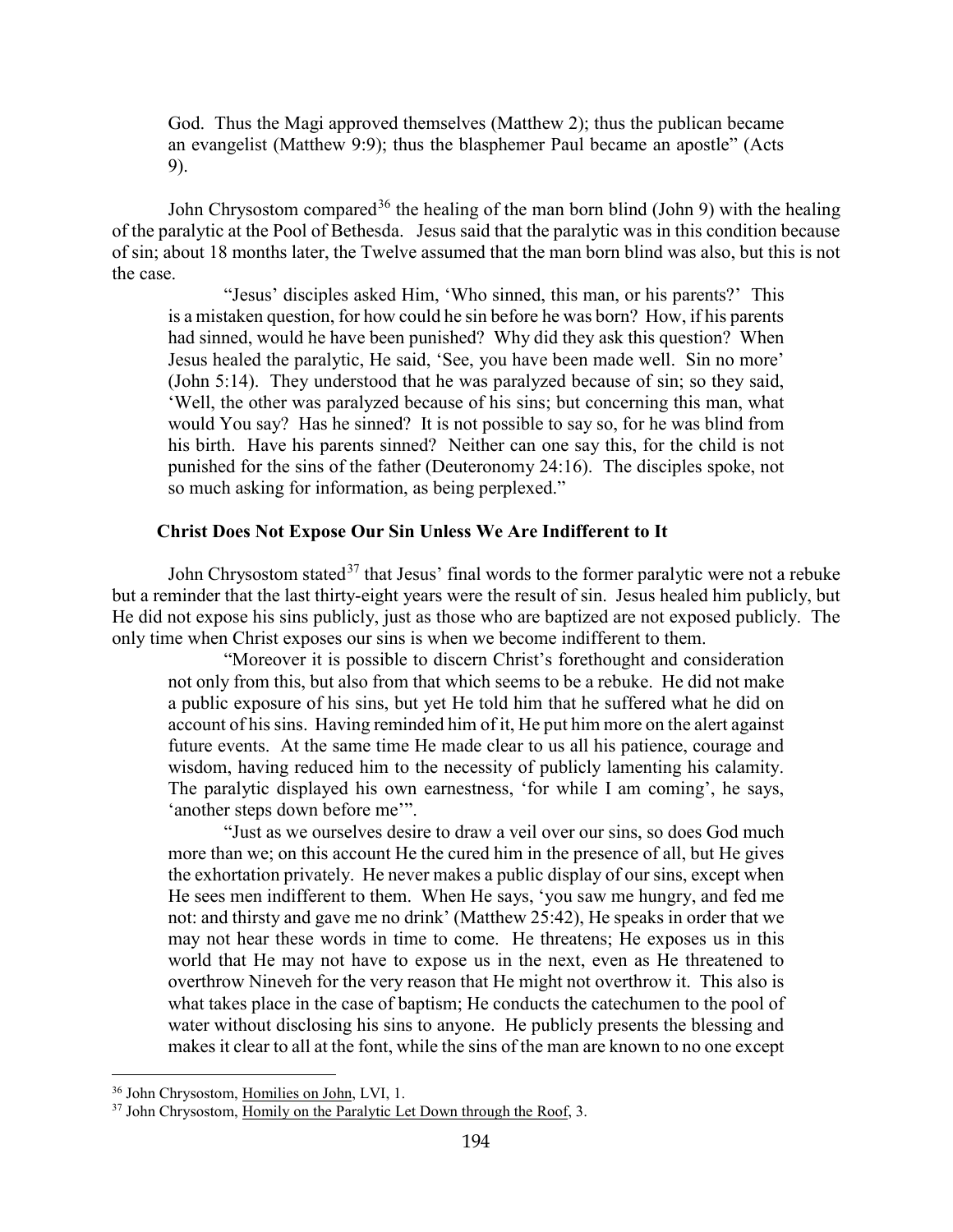God. Thus the Magi approved themselves (Matthew 2); thus the publican became an evangelist (Matthew 9:9); thus the blasphemer Paul became an apostle" (Acts 9).

John Chrysostom compared[36] the healing of the man born blind (John 9) with the healing of the paralytic at the Pool of Bethesda. Jesus said that the paralytic was in this condition because of sin; about 18 months later, the Twelve assumed that the man born blind was also, but this is not the case.

> "Jesus' disciples asked Him, 'Who sinned, this man, or his parents?' This is a mistaken question, for how could he sin before he was born? How, if his parents had sinned, would he have been punished? Why did they ask this question? When Jesus healed the paralytic, He said, 'See, you have been made well. Sin no more' (John 5:14). They understood that he was paralyzed because of sin; so they said, 'Well, the other was paralyzed because of his sins; but concerning this man, what would You say? Has he sinned? It is not possible to say so, for he was blind from his birth. Have his parents sinned? Neither can one say this, for the child is not punished for the sins of the father (Deuteronomy 24:16). The disciples spoke, not so much asking for information, as being perplexed."

### Christ Does Not Expose Our Sin Unless We Are Indifferent to It

John Chrysostom stated[37] that Jesus' final words to the former paralytic were not a rebuke but a reminder that the last thirty-eight years were the result of sin. Jesus healed him publicly, but He did not expose his sins publicly, just as those who are baptized are not exposed publicly. The only time when Christ exposes our sins is when we become indifferent to them.

> "Moreover it is possible to discern Christ's forethought and consideration not only from this, but also from that which seems to be a rebuke. He did not make a public exposure of his sins, but yet He told him that he suffered what he did on account of his sins. Having reminded him of it, He put him more on the alert against future events. At the same time He made clear to us all his patience, courage and wisdom, having reduced him to the necessity of publicly lamenting his calamity. The paralytic displayed his own earnestness, 'for while I am coming', he says, 'another steps down before me'".
>
> "Just as we ourselves desire to draw a veil over our sins, so does God much more than we; on this account He the cured him in the presence of all, but He gives the exhortation privately. He never makes a public display of our sins, except when He sees men indifferent to them. When He says, 'you saw me hungry, and fed me not: and thirsty and gave me no drink' (Matthew 25:42), He speaks in order that we may not hear these words in time to come. He threatens; He exposes us in this world that He may not have to expose us in the next, even as He threatened to overthrow Nineveh for the very reason that He might not overthrow it. This also is what takes place in the case of baptism; He conducts the catechumen to the pool of water without disclosing his sins to anyone. He publicly presents the blessing and makes it clear to all at the font, while the sins of the man are known to no one except

---

[36] John Chrysostom, Homilies on John, LVI, 1.

[37] John Chrysostom, Homily on the Paralytic Let Down through the Roof, 3.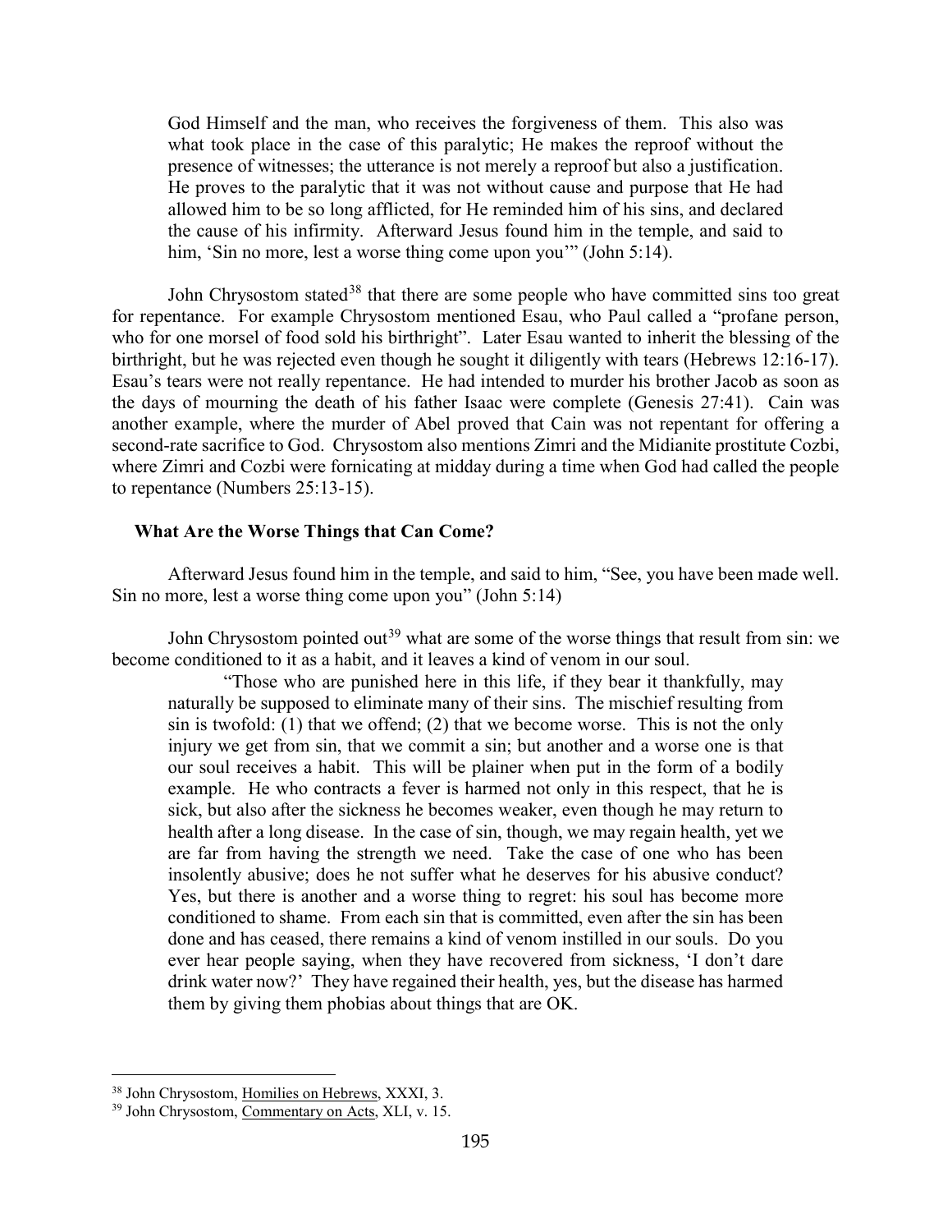> God Himself and the man, who receives the forgiveness of them. This also was what took place in the case of this paralytic; He makes the reproof without the presence of witnesses; the utterance is not merely a reproof but also a justification. He proves to the paralytic that it was not without cause and purpose that He had allowed him to be so long afflicted, for He reminded him of his sins, and declared the cause of his infirmity. Afterward Jesus found him in the temple, and said to him, 'Sin no more, lest a worse thing come upon you'" (John 5:14).

John Chrysostom stated[38] that there are some people who have committed sins too great for repentance. For example Chrysostom mentioned Esau, who Paul called a "profane person, who for one morsel of food sold his birthright". Later Esau wanted to inherit the blessing of the birthright, but he was rejected even though he sought it diligently with tears (Hebrews 12:16-17). Esau's tears were not really repentance. He had intended to murder his brother Jacob as soon as the days of mourning the death of his father Isaac were complete (Genesis 27:41). Cain was another example, where the murder of Abel proved that Cain was not repentant for offering a second-rate sacrifice to God. Chrysostom also mentions Zimri and the Midianite prostitute Cozbi, where Zimri and Cozbi were fornicating at midday during a time when God had called the people to repentance (Numbers 25:13-15).

### What Are the Worse Things that Can Come?

Afterward Jesus found him in the temple, and said to him, "See, you have been made well. Sin no more, lest a worse thing come upon you" (John 5:14)

John Chrysostom pointed out[39] what are some of the worse things that result from sin: we become conditioned to it as a habit, and it leaves a kind of venom in our soul.

> "Those who are punished here in this life, if they bear it thankfully, may naturally be supposed to eliminate many of their sins. The mischief resulting from sin is twofold: (1) that we offend; (2) that we become worse. This is not the only injury we get from sin, that we commit a sin; but another and a worse one is that our soul receives a habit. This will be plainer when put in the form of a bodily example. He who contracts a fever is harmed not only in this respect, that he is sick, but also after the sickness he becomes weaker, even though he may return to health after a long disease. In the case of sin, though, we may regain health, yet we are far from having the strength we need. Take the case of one who has been insolently abusive; does he not suffer what he deserves for his abusive conduct? Yes, but there is another and a worse thing to regret: his soul has become more conditioned to shame. From each sin that is committed, even after the sin has been done and has ceased, there remains a kind of venom instilled in our souls. Do you ever hear people saying, when they have recovered from sickness, 'I don't dare drink water now?' They have regained their health, yes, but the disease has harmed them by giving them phobias about things that are OK.

---

[38] John Chrysostom, Homilies on Hebrews, XXXI, 3.

[39] John Chrysostom, Commentary on Acts, XLI, v. 15.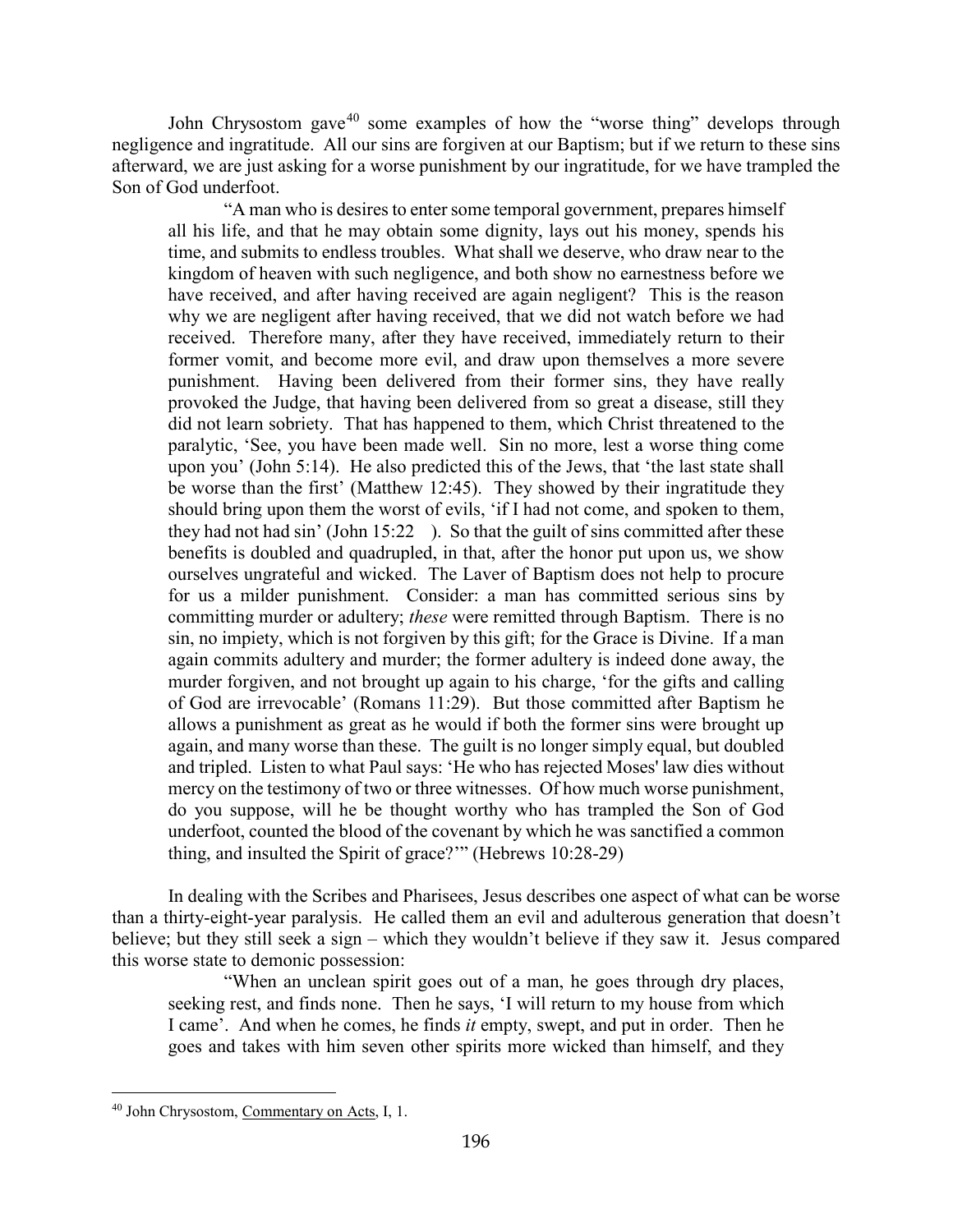John Chrysostom gave[40] some examples of how the "worse thing" develops through negligence and ingratitude. All our sins are forgiven at our Baptism; but if we return to these sins afterward, we are just asking for a worse punishment by our ingratitude, for we have trampled the Son of God underfoot.

> "A man who is desires to enter some temporal government, prepares himself all his life, and that he may obtain some dignity, lays out his money, spends his time, and submits to endless troubles. What shall we deserve, who draw near to the kingdom of heaven with such negligence, and both show no earnestness before we have received, and after having received are again negligent? This is the reason why we are negligent after having received, that we did not watch before we had received. Therefore many, after they have received, immediately return to their former vomit, and become more evil, and draw upon themselves a more severe punishment. Having been delivered from their former sins, they have really provoked the Judge, that having been delivered from so great a disease, still they did not learn sobriety. That has happened to them, which Christ threatened to the paralytic, 'See, you have been made well. Sin no more, lest a worse thing come upon you' (John 5:14). He also predicted this of the Jews, that 'the last state shall be worse than the first' (Matthew 12:45). They showed by their ingratitude they should bring upon them the worst of evils, 'if I had not come, and spoken to them, they had not had sin' (John 15:22 ). So that the guilt of sins committed after these benefits is doubled and quadrupled, in that, after the honor put upon us, we show ourselves ungrateful and wicked. The Laver of Baptism does not help to procure for us a milder punishment. Consider: a man has committed serious sins by committing murder or adultery; *these* were remitted through Baptism. There is no sin, no impiety, which is not forgiven by this gift; for the Grace is Divine. If a man again commits adultery and murder; the former adultery is indeed done away, the murder forgiven, and not brought up again to his charge, 'for the gifts and calling of God are irrevocable' (Romans 11:29). But those committed after Baptism he allows a punishment as great as he would if both the former sins were brought up again, and many worse than these. The guilt is no longer simply equal, but doubled and tripled. Listen to what Paul says: 'He who has rejected Moses' law dies without mercy on the testimony of two or three witnesses. Of how much worse punishment, do you suppose, will he be thought worthy who has trampled the Son of God underfoot, counted the blood of the covenant by which he was sanctified a common thing, and insulted the Spirit of grace?'" (Hebrews 10:28-29)

In dealing with the Scribes and Pharisees, Jesus describes one aspect of what can be worse than a thirty-eight-year paralysis. He called them an evil and adulterous generation that doesn't believe; but they still seek a sign – which they wouldn't believe if they saw it. Jesus compared this worse state to demonic possession:

> "When an unclean spirit goes out of a man, he goes through dry places, seeking rest, and finds none. Then he says, 'I will return to my house from which I came'. And when he comes, he finds *it* empty, swept, and put in order. Then he goes and takes with him seven other spirits more wicked than himself, and they

---

[40] John Chrysostom, Commentary on Acts, I, 1.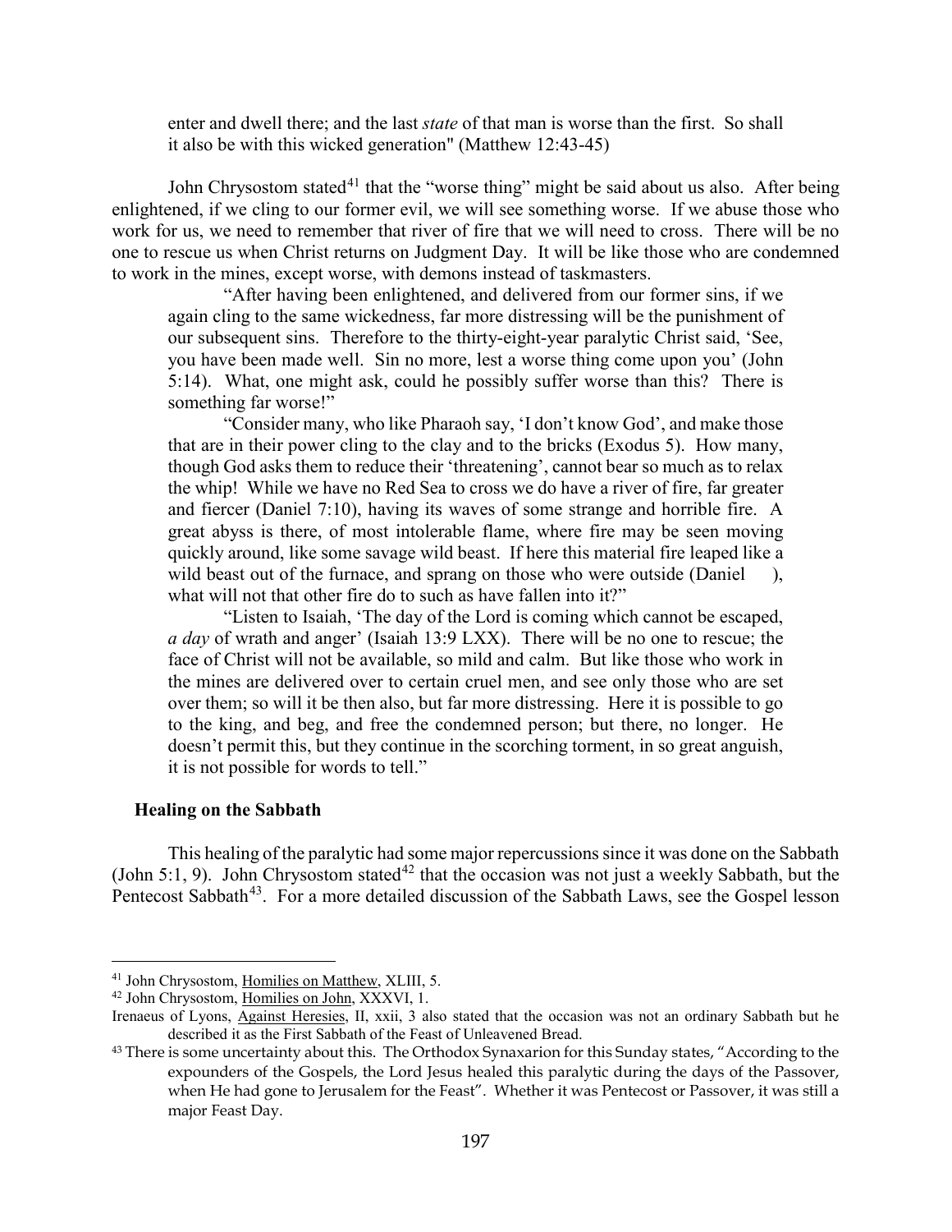enter and dwell there; and the last *state* of that man is worse than the first. So shall it also be with this wicked generation" (Matthew 12:43-45)

John Chrysostom stated[41] that the "worse thing" might be said about us also. After being enlightened, if we cling to our former evil, we will see something worse. If we abuse those who work for us, we need to remember that river of fire that we will need to cross. There will be no one to rescue us when Christ returns on Judgment Day. It will be like those who are condemned to work in the mines, except worse, with demons instead of taskmasters.

> "After having been enlightened, and delivered from our former sins, if we again cling to the same wickedness, far more distressing will be the punishment of our subsequent sins. Therefore to the thirty-eight-year paralytic Christ said, 'See, you have been made well. Sin no more, lest a worse thing come upon you' (John 5:14). What, one might ask, could he possibly suffer worse than this? There is something far worse!"
>
> "Consider many, who like Pharaoh say, 'I don't know God', and make those that are in their power cling to the clay and to the bricks (Exodus 5). How many, though God asks them to reduce their 'threatening', cannot bear so much as to relax the whip! While we have no Red Sea to cross we do have a river of fire, far greater and fiercer (Daniel 7:10), having its waves of some strange and horrible fire. A great abyss is there, of most intolerable flame, where fire may be seen moving quickly around, like some savage wild beast. If here this material fire leaped like a wild beast out of the furnace, and sprang on those who were outside (Daniel ), what will not that other fire do to such as have fallen into it?"
>
> "Listen to Isaiah, 'The day of the Lord is coming which cannot be escaped, *a day* of wrath and anger' (Isaiah 13:9 LXX). There will be no one to rescue; the face of Christ will not be available, so mild and calm. But like those who work in the mines are delivered over to certain cruel men, and see only those who are set over them; so will it be then also, but far more distressing. Here it is possible to go to the king, and beg, and free the condemned person; but there, no longer. He doesn't permit this, but they continue in the scorching torment, in so great anguish, it is not possible for words to tell."

### Healing on the Sabbath

This healing of the paralytic had some major repercussions since it was done on the Sabbath (John 5:1, 9). John Chrysostom stated[42] that the occasion was not just a weekly Sabbath, but the Pentecost Sabbath[43]. For a more detailed discussion of the Sabbath Laws, see the Gospel lesson

---

[41] John Chrysostom, Homilies on Matthew, XLIII, 5.

[42] John Chrysostom, Homilies on John, XXXVI, 1.

Irenaeus of Lyons, Against Heresies, II, xxii, 3 also stated that the occasion was not an ordinary Sabbath but he described it as the First Sabbath of the Feast of Unleavened Bread.

[43] There is some uncertainty about this. The Orthodox Synaxarion for this Sunday states, "According to the expounders of the Gospels, the Lord Jesus healed this paralytic during the days of the Passover, when He had gone to Jerusalem for the Feast". Whether it was Pentecost or Passover, it was still a major Feast Day.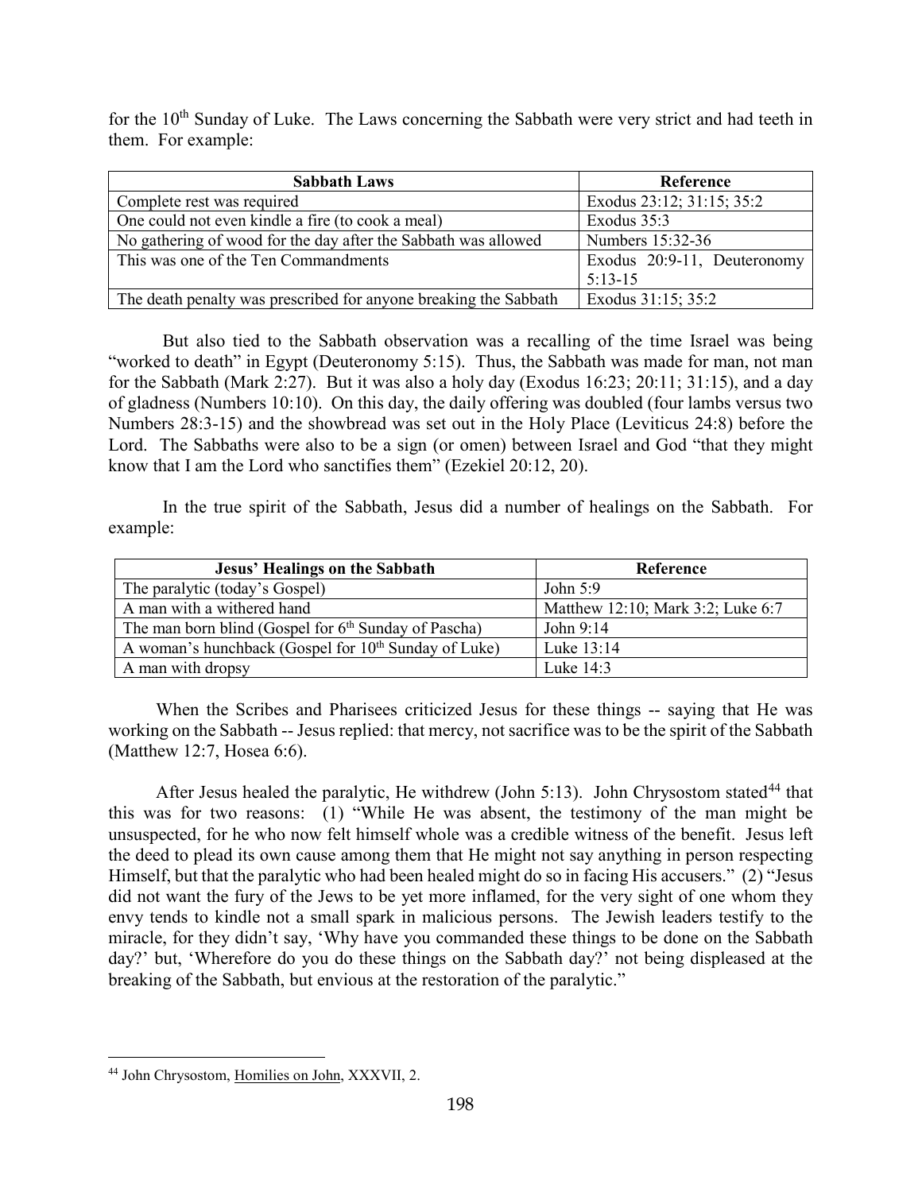for the 10th Sunday of Luke. The Laws concerning the Sabbath were very strict and had teeth in them. For example:

| Sabbath Laws | Reference |
|---|---|
| Complete rest was required | Exodus 23:12; 31:15; 35:2 |
| One could not even kindle a fire (to cook a meal) | Exodus 35:3 |
| No gathering of wood for the day after the Sabbath was allowed | Numbers 15:32-36 |
| This was one of the Ten Commandments | Exodus 20:9-11, Deuteronomy 5:13-15 |
| The death penalty was prescribed for anyone breaking the Sabbath | Exodus 31:15; 35:2 |

But also tied to the Sabbath observation was a recalling of the time Israel was being "worked to death" in Egypt (Deuteronomy 5:15). Thus, the Sabbath was made for man, not man for the Sabbath (Mark 2:27). But it was also a holy day (Exodus 16:23; 20:11; 31:15), and a day of gladness (Numbers 10:10). On this day, the daily offering was doubled (four lambs versus two Numbers 28:3-15) and the showbread was set out in the Holy Place (Leviticus 24:8) before the Lord. The Sabbaths were also to be a sign (or omen) between Israel and God "that they might know that I am the Lord who sanctifies them" (Ezekiel 20:12, 20).

In the true spirit of the Sabbath, Jesus did a number of healings on the Sabbath. For example:

| Jesus' Healings on the Sabbath | Reference |
|---|---|
| The paralytic (today's Gospel) | John 5:9 |
| A man with a withered hand | Matthew 12:10; Mark 3:2; Luke 6:7 |
| The man born blind (Gospel for 6th Sunday of Pascha) | John 9:14 |
| A woman's hunchback (Gospel for 10th Sunday of Luke) | Luke 13:14 |
| A man with dropsy | Luke 14:3 |

When the Scribes and Pharisees criticized Jesus for these things -- saying that He was working on the Sabbath -- Jesus replied: that mercy, not sacrifice was to be the spirit of the Sabbath (Matthew 12:7, Hosea 6:6).

After Jesus healed the paralytic, He withdrew (John 5:13). John Chrysostom stated[44] that this was for two reasons: (1) "While He was absent, the testimony of the man might be unsuspected, for he who now felt himself whole was a credible witness of the benefit. Jesus left the deed to plead its own cause among them that He might not say anything in person respecting Himself, but that the paralytic who had been healed might do so in facing His accusers." (2) "Jesus did not want the fury of the Jews to be yet more inflamed, for the very sight of one whom they envy tends to kindle not a small spark in malicious persons. The Jewish leaders testify to the miracle, for they didn't say, 'Why have you commanded these things to be done on the Sabbath day?' but, 'Wherefore do you do these things on the Sabbath day?' not being displeased at the breaking of the Sabbath, but envious at the restoration of the paralytic."

---

[44] John Chrysostom, Homilies on John, XXXVII, 2.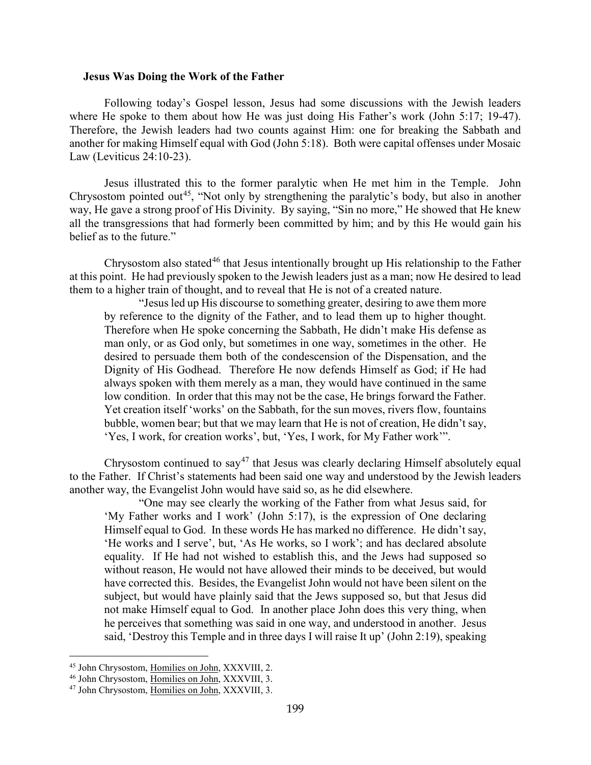### Jesus Was Doing the Work of the Father

Following today's Gospel lesson, Jesus had some discussions with the Jewish leaders where He spoke to them about how He was just doing His Father's work (John 5:17; 19-47). Therefore, the Jewish leaders had two counts against Him: one for breaking the Sabbath and another for making Himself equal with God (John 5:18). Both were capital offenses under Mosaic Law (Leviticus 24:10-23).

Jesus illustrated this to the former paralytic when He met him in the Temple. John Chrysostom pointed out[45], "Not only by strengthening the paralytic's body, but also in another way, He gave a strong proof of His Divinity. By saying, "Sin no more," He showed that He knew all the transgressions that had formerly been committed by him; and by this He would gain his belief as to the future."

Chrysostom also stated[46] that Jesus intentionally brought up His relationship to the Father at this point. He had previously spoken to the Jewish leaders just as a man; now He desired to lead them to a higher train of thought, and to reveal that He is not of a created nature.

> "Jesus led up His discourse to something greater, desiring to awe them more by reference to the dignity of the Father, and to lead them up to higher thought. Therefore when He spoke concerning the Sabbath, He didn't make His defense as man only, or as God only, but sometimes in one way, sometimes in the other. He desired to persuade them both of the condescension of the Dispensation, and the Dignity of His Godhead. Therefore He now defends Himself as God; if He had always spoken with them merely as a man, they would have continued in the same low condition. In order that this may not be the case, He brings forward the Father. Yet creation itself 'works' on the Sabbath, for the sun moves, rivers flow, fountains bubble, women bear; but that we may learn that He is not of creation, He didn't say, 'Yes, I work, for creation works', but, 'Yes, I work, for My Father work'".

Chrysostom continued to say[47] that Jesus was clearly declaring Himself absolutely equal to the Father. If Christ's statements had been said one way and understood by the Jewish leaders another way, the Evangelist John would have said so, as he did elsewhere.

> "One may see clearly the working of the Father from what Jesus said, for 'My Father works and I work' (John 5:17), is the expression of One declaring Himself equal to God. In these words He has marked no difference. He didn't say, 'He works and I serve', but, 'As He works, so I work'; and has declared absolute equality. If He had not wished to establish this, and the Jews had supposed so without reason, He would not have allowed their minds to be deceived, but would have corrected this. Besides, the Evangelist John would not have been silent on the subject, but would have plainly said that the Jews supposed so, but that Jesus did not make Himself equal to God. In another place John does this very thing, when he perceives that something was said in one way, and understood in another. Jesus said, 'Destroy this Temple and in three days I will raise It up' (John 2:19), speaking

---

[45] John Chrysostom, Homilies on John, XXXVIII, 2.

[46] John Chrysostom, Homilies on John, XXXVIII, 3.

[47] John Chrysostom, Homilies on John, XXXVIII, 3.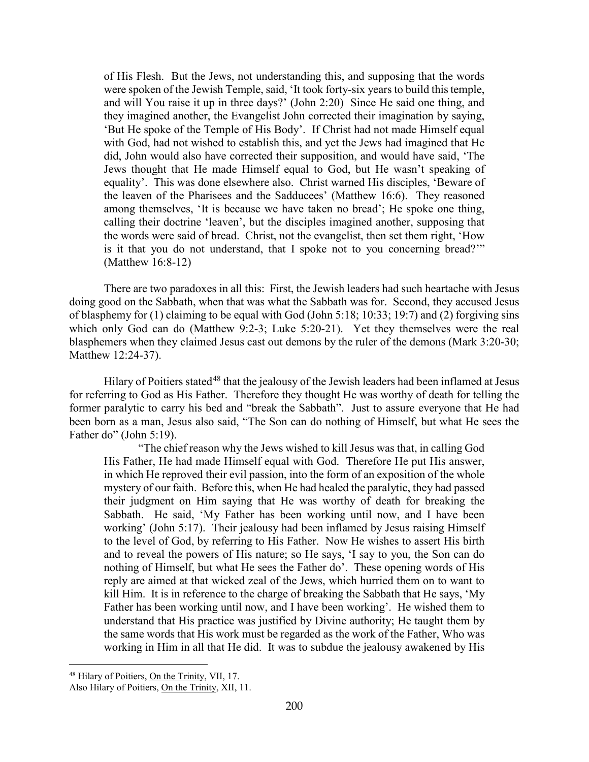of His Flesh. But the Jews, not understanding this, and supposing that the words were spoken of the Jewish Temple, said, 'It took forty-six years to build this temple, and will You raise it up in three days?' (John 2:20) Since He said one thing, and they imagined another, the Evangelist John corrected their imagination by saying, 'But He spoke of the Temple of His Body'. If Christ had not made Himself equal with God, had not wished to establish this, and yet the Jews had imagined that He did, John would also have corrected their supposition, and would have said, 'The Jews thought that He made Himself equal to God, but He wasn't speaking of equality'. This was done elsewhere also. Christ warned His disciples, 'Beware of the leaven of the Pharisees and the Sadducees' (Matthew 16:6). They reasoned among themselves, 'It is because we have taken no bread'; He spoke one thing, calling their doctrine 'leaven', but the disciples imagined another, supposing that the words were said of bread. Christ, not the evangelist, then set them right, 'How is it that you do not understand, that I spoke not to you concerning bread?'" (Matthew 16:8-12)

There are two paradoxes in all this: First, the Jewish leaders had such heartache with Jesus doing good on the Sabbath, when that was what the Sabbath was for. Second, they accused Jesus of blasphemy for (1) claiming to be equal with God (John 5:18; 10:33; 19:7) and (2) forgiving sins which only God can do (Matthew 9:2-3; Luke 5:20-21). Yet they themselves were the real blasphemers when they claimed Jesus cast out demons by the ruler of the demons (Mark 3:20-30; Matthew 12:24-37).

Hilary of Poitiers stated[48] that the jealousy of the Jewish leaders had been inflamed at Jesus for referring to God as His Father. Therefore they thought He was worthy of death for telling the former paralytic to carry his bed and "break the Sabbath". Just to assure everyone that He had been born as a man, Jesus also said, "The Son can do nothing of Himself, but what He sees the Father do" (John 5:19).

"The chief reason why the Jews wished to kill Jesus was that, in calling God His Father, He had made Himself equal with God. Therefore He put His answer, in which He reproved their evil passion, into the form of an exposition of the whole mystery of our faith. Before this, when He had healed the paralytic, they had passed their judgment on Him saying that He was worthy of death for breaking the Sabbath. He said, 'My Father has been working until now, and I have been working' (John 5:17). Their jealousy had been inflamed by Jesus raising Himself to the level of God, by referring to His Father. Now He wishes to assert His birth and to reveal the powers of His nature; so He says, 'I say to you, the Son can do nothing of Himself, but what He sees the Father do'. These opening words of His reply are aimed at that wicked zeal of the Jews, which hurried them on to want to kill Him. It is in reference to the charge of breaking the Sabbath that He says, 'My Father has been working until now, and I have been working'. He wished them to understand that His practice was justified by Divine authority; He taught them by the same words that His work must be regarded as the work of the Father, Who was working in Him in all that He did. It was to subdue the jealousy awakened by His

---

[48] Hilary of Poitiers, On the Trinity, VII, 17.
Also Hilary of Poitiers, On the Trinity, XII, 11.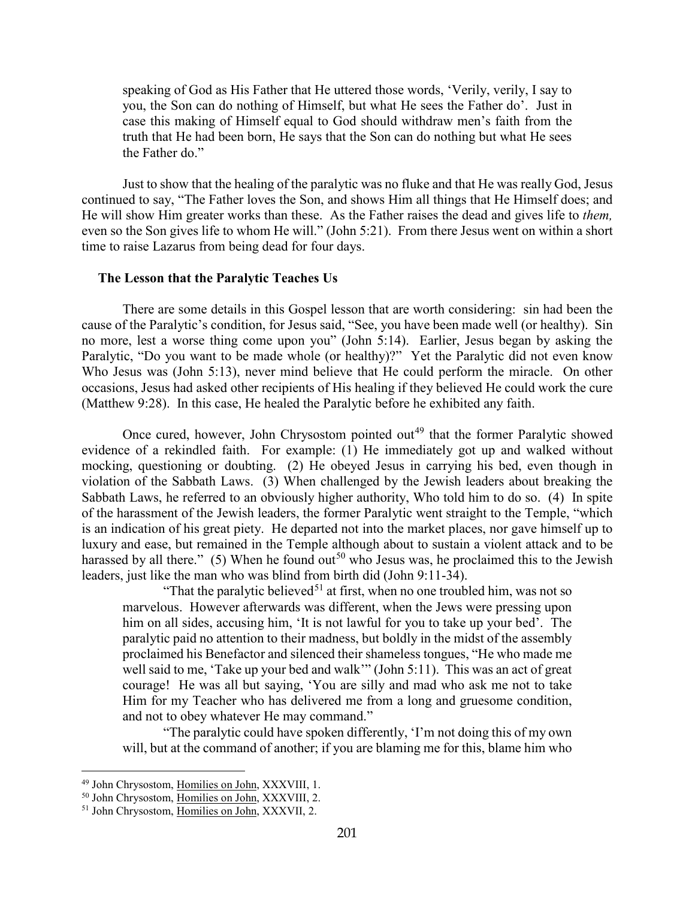> speaking of God as His Father that He uttered those words, 'Verily, verily, I say to you, the Son can do nothing of Himself, but what He sees the Father do'. Just in case this making of Himself equal to God should withdraw men's faith from the truth that He had been born, He says that the Son can do nothing but what He sees the Father do."

Just to show that the healing of the paralytic was no fluke and that He was really God, Jesus continued to say, "The Father loves the Son, and shows Him all things that He Himself does; and He will show Him greater works than these. As the Father raises the dead and gives life to *them,* even so the Son gives life to whom He will." (John 5:21). From there Jesus went on within a short time to raise Lazarus from being dead for four days.

### The Lesson that the Paralytic Teaches Us

There are some details in this Gospel lesson that are worth considering: sin had been the cause of the Paralytic's condition, for Jesus said, "See, you have been made well (or healthy). Sin no more, lest a worse thing come upon you" (John 5:14). Earlier, Jesus began by asking the Paralytic, "Do you want to be made whole (or healthy)?" Yet the Paralytic did not even know Who Jesus was (John 5:13), never mind believe that He could perform the miracle. On other occasions, Jesus had asked other recipients of His healing if they believed He could work the cure (Matthew 9:28). In this case, He healed the Paralytic before he exhibited any faith.

Once cured, however, John Chrysostom pointed out[49] that the former Paralytic showed evidence of a rekindled faith. For example: (1) He immediately got up and walked without mocking, questioning or doubting. (2) He obeyed Jesus in carrying his bed, even though in violation of the Sabbath Laws. (3) When challenged by the Jewish leaders about breaking the Sabbath Laws, he referred to an obviously higher authority, Who told him to do so. (4) In spite of the harassment of the Jewish leaders, the former Paralytic went straight to the Temple, "which is an indication of his great piety. He departed not into the market places, nor gave himself up to luxury and ease, but remained in the Temple although about to sustain a violent attack and to be harassed by all there." (5) When he found out[50] who Jesus was, he proclaimed this to the Jewish leaders, just like the man who was blind from birth did (John 9:11-34).

> "That the paralytic believed[51] at first, when no one troubled him, was not so marvelous. However afterwards was different, when the Jews were pressing upon him on all sides, accusing him, 'It is not lawful for you to take up your bed'. The paralytic paid no attention to their madness, but boldly in the midst of the assembly proclaimed his Benefactor and silenced their shameless tongues, "He who made me well said to me, 'Take up your bed and walk'" (John 5:11). This was an act of great courage! He was all but saying, 'You are silly and mad who ask me not to take Him for my Teacher who has delivered me from a long and gruesome condition, and not to obey whatever He may command."
>
> "The paralytic could have spoken differently, 'I'm not doing this of my own will, but at the command of another; if you are blaming me for this, blame him who

---

[49] John Chrysostom, Homilies on John, XXXVIII, 1.

[50] John Chrysostom, Homilies on John, XXXVIII, 2.

[51] John Chrysostom, Homilies on John, XXXVII, 2.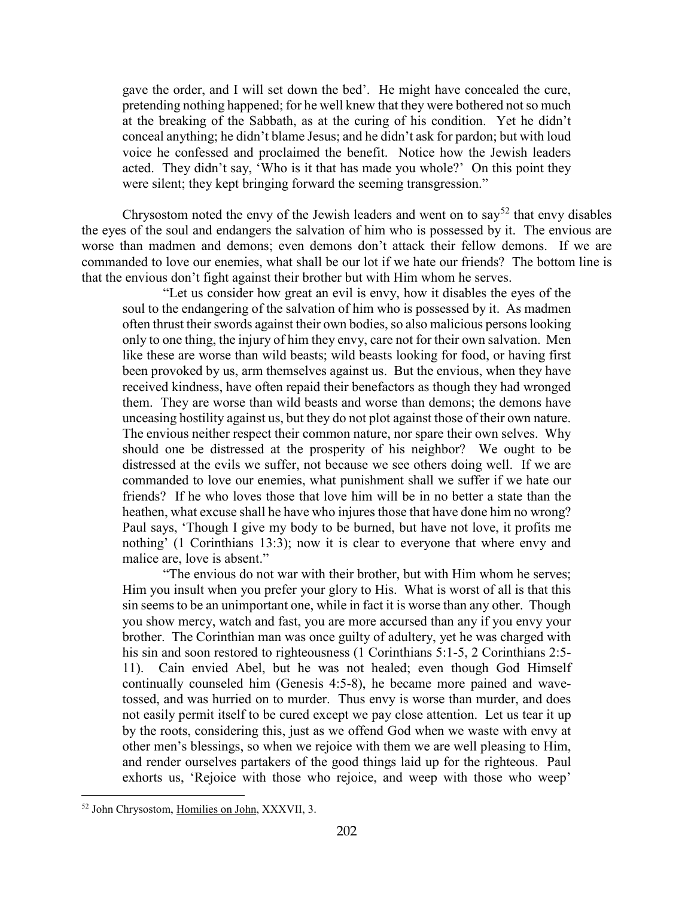gave the order, and I will set down the bed'. He might have concealed the cure, pretending nothing happened; for he well knew that they were bothered not so much at the breaking of the Sabbath, as at the curing of his condition. Yet he didn't conceal anything; he didn't blame Jesus; and he didn't ask for pardon; but with loud voice he confessed and proclaimed the benefit. Notice how the Jewish leaders acted. They didn't say, 'Who is it that has made you whole?' On this point they were silent; they kept bringing forward the seeming transgression."

Chrysostom noted the envy of the Jewish leaders and went on to say[52] that envy disables the eyes of the soul and endangers the salvation of him who is possessed by it. The envious are worse than madmen and demons; even demons don't attack their fellow demons. If we are commanded to love our enemies, what shall be our lot if we hate our friends? The bottom line is that the envious don't fight against their brother but with Him whom he serves.

> "Let us consider how great an evil is envy, how it disables the eyes of the soul to the endangering of the salvation of him who is possessed by it. As madmen often thrust their swords against their own bodies, so also malicious persons looking only to one thing, the injury of him they envy, care not for their own salvation. Men like these are worse than wild beasts; wild beasts looking for food, or having first been provoked by us, arm themselves against us. But the envious, when they have received kindness, have often repaid their benefactors as though they had wronged them. They are worse than wild beasts and worse than demons; the demons have unceasing hostility against us, but they do not plot against those of their own nature. The envious neither respect their common nature, nor spare their own selves. Why should one be distressed at the prosperity of his neighbor? We ought to be distressed at the evils we suffer, not because we see others doing well. If we are commanded to love our enemies, what punishment shall we suffer if we hate our friends? If he who loves those that love him will be in no better a state than the heathen, what excuse shall he have who injures those that have done him no wrong? Paul says, 'Though I give my body to be burned, but have not love, it profits me nothing' (1 Corinthians 13:3); now it is clear to everyone that where envy and malice are, love is absent."
>
> "The envious do not war with their brother, but with Him whom he serves; Him you insult when you prefer your glory to His. What is worst of all is that this sin seems to be an unimportant one, while in fact it is worse than any other. Though you show mercy, watch and fast, you are more accursed than any if you envy your brother. The Corinthian man was once guilty of adultery, yet he was charged with his sin and soon restored to righteousness (1 Corinthians 5:1-5, 2 Corinthians 2:5-11). Cain envied Abel, but he was not healed; even though God Himself continually counseled him (Genesis 4:5-8), he became more pained and wave-tossed, and was hurried on to murder. Thus envy is worse than murder, and does not easily permit itself to be cured except we pay close attention. Let us tear it up by the roots, considering this, just as we offend God when we waste with envy at other men's blessings, so when we rejoice with them we are well pleasing to Him, and render ourselves partakers of the good things laid up for the righteous. Paul exhorts us, 'Rejoice with those who rejoice, and weep with those who weep'

[52] John Chrysostom, Homilies on John, XXXVII, 3.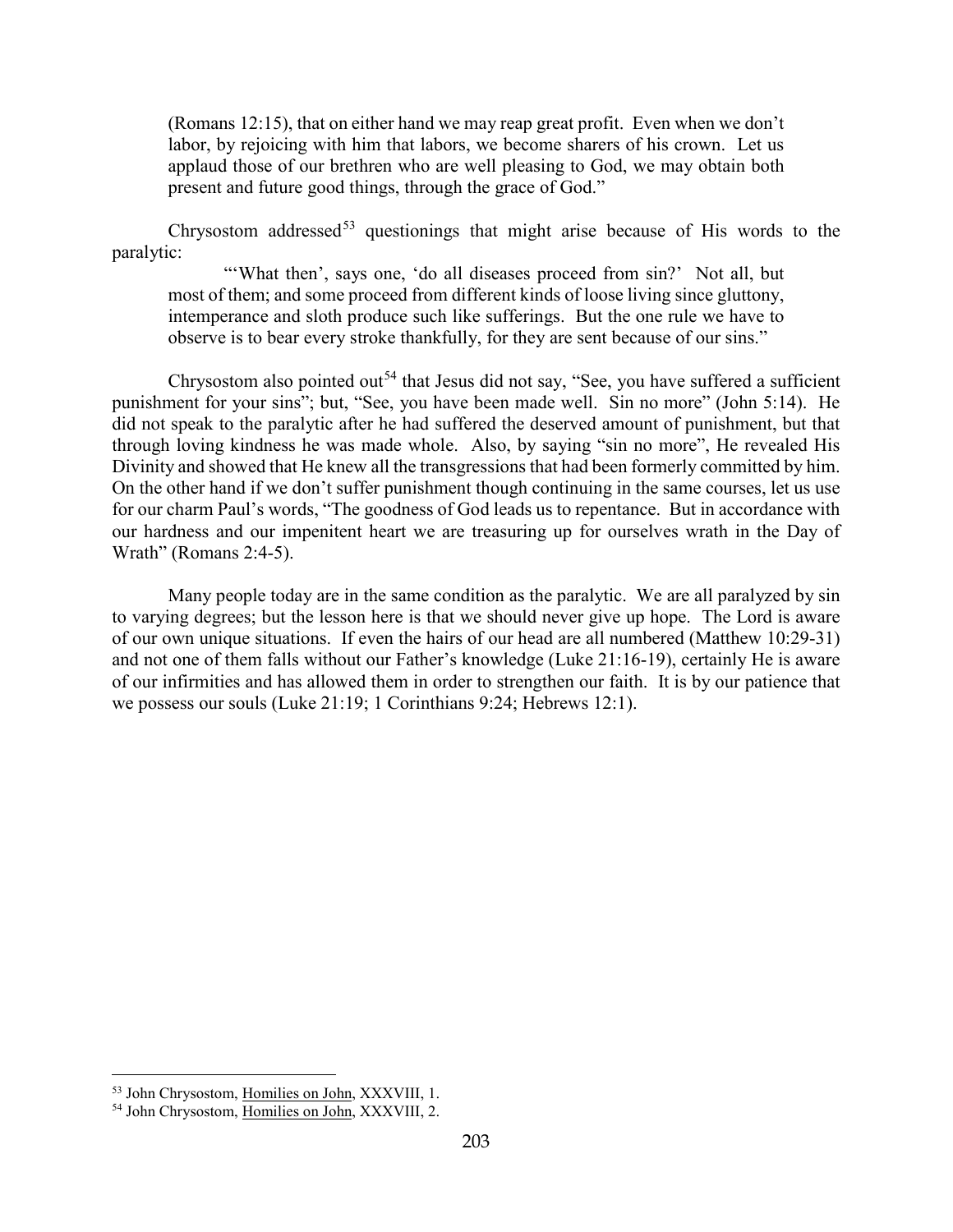> (Romans 12:15), that on either hand we may reap great profit. Even when we don't labor, by rejoicing with him that labors, we become sharers of his crown. Let us applaud those of our brethren who are well pleasing to God, we may obtain both present and future good things, through the grace of God."

Chrysostom addressed[53] questionings that might arise because of His words to the paralytic:

> "'What then', says one, 'do all diseases proceed from sin?' Not all, but most of them; and some proceed from different kinds of loose living since gluttony, intemperance and sloth produce such like sufferings. But the one rule we have to observe is to bear every stroke thankfully, for they are sent because of our sins."

Chrysostom also pointed out[54] that Jesus did not say, "See, you have suffered a sufficient punishment for your sins"; but, "See, you have been made well. Sin no more" (John 5:14). He did not speak to the paralytic after he had suffered the deserved amount of punishment, but that through loving kindness he was made whole. Also, by saying "sin no more", He revealed His Divinity and showed that He knew all the transgressions that had been formerly committed by him. On the other hand if we don't suffer punishment though continuing in the same courses, let us use for our charm Paul's words, "The goodness of God leads us to repentance. But in accordance with our hardness and our impenitent heart we are treasuring up for ourselves wrath in the Day of Wrath" (Romans 2:4-5).

Many people today are in the same condition as the paralytic. We are all paralyzed by sin to varying degrees; but the lesson here is that we should never give up hope. The Lord is aware of our own unique situations. If even the hairs of our head are all numbered (Matthew 10:29-31) and not one of them falls without our Father's knowledge (Luke 21:16-19), certainly He is aware of our infirmities and has allowed them in order to strengthen our faith. It is by our patience that we possess our souls (Luke 21:19; 1 Corinthians 9:24; Hebrews 12:1).

---

[53] John Chrysostom, Homilies on John, XXXVIII, 1.

[54] John Chrysostom, Homilies on John, XXXVIII, 2.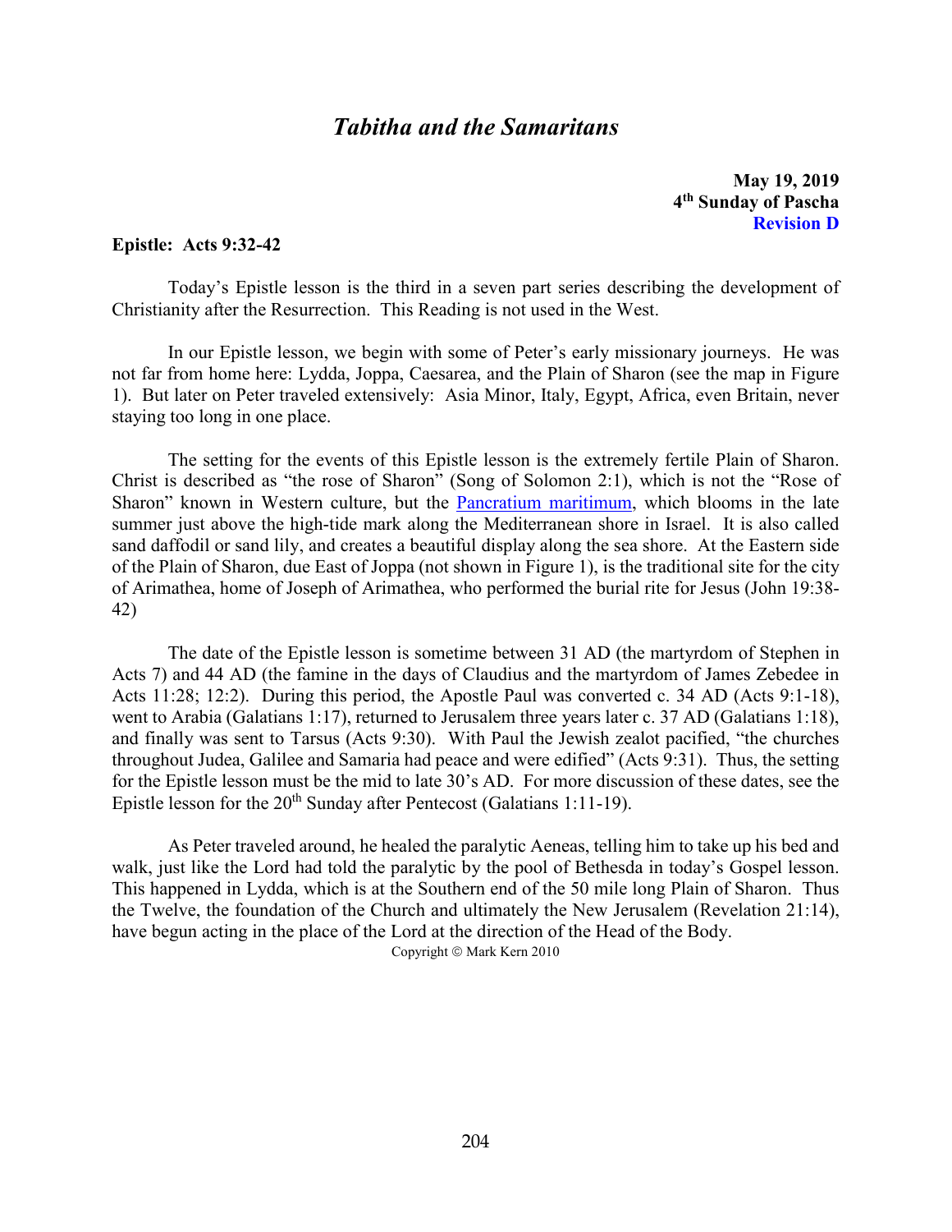## *Tabitha and the Samaritans*

**May 19, 2019**
**4th Sunday of Pascha**
**Revision D**

**Epistle: Acts 9:32-42**

Today's Epistle lesson is the third in a seven part series describing the development of Christianity after the Resurrection. This Reading is not used in the West.

In our Epistle lesson, we begin with some of Peter's early missionary journeys. He was not far from home here: Lydda, Joppa, Caesarea, and the Plain of Sharon (see the map in Figure 1). But later on Peter traveled extensively: Asia Minor, Italy, Egypt, Africa, even Britain, never staying too long in one place.

The setting for the events of this Epistle lesson is the extremely fertile Plain of Sharon. Christ is described as "the rose of Sharon" (Song of Solomon 2:1), which is not the "Rose of Sharon" known in Western culture, but the Pancratium maritimum, which blooms in the late summer just above the high-tide mark along the Mediterranean shore in Israel. It is also called sand daffodil or sand lily, and creates a beautiful display along the sea shore. At the Eastern side of the Plain of Sharon, due East of Joppa (not shown in Figure 1), is the traditional site for the city of Arimathea, home of Joseph of Arimathea, who performed the burial rite for Jesus (John 19:38-42)

The date of the Epistle lesson is sometime between 31 AD (the martyrdom of Stephen in Acts 7) and 44 AD (the famine in the days of Claudius and the martyrdom of James Zebedee in Acts 11:28; 12:2). During this period, the Apostle Paul was converted c. 34 AD (Acts 9:1-18), went to Arabia (Galatians 1:17), returned to Jerusalem three years later c. 37 AD (Galatians 1:18), and finally was sent to Tarsus (Acts 9:30). With Paul the Jewish zealot pacified, "the churches throughout Judea, Galilee and Samaria had peace and were edified" (Acts 9:31). Thus, the setting for the Epistle lesson must be the mid to late 30's AD. For more discussion of these dates, see the Epistle lesson for the 20th Sunday after Pentecost (Galatians 1:11-19).

As Peter traveled around, he healed the paralytic Aeneas, telling him to take up his bed and walk, just like the Lord had told the paralytic by the pool of Bethesda in today's Gospel lesson. This happened in Lydda, which is at the Southern end of the 50 mile long Plain of Sharon. Thus the Twelve, the foundation of the Church and ultimately the New Jerusalem (Revelation 21:14), have begun acting in the place of the Lord at the direction of the Head of the Body.

Copyright © Mark Kern 2010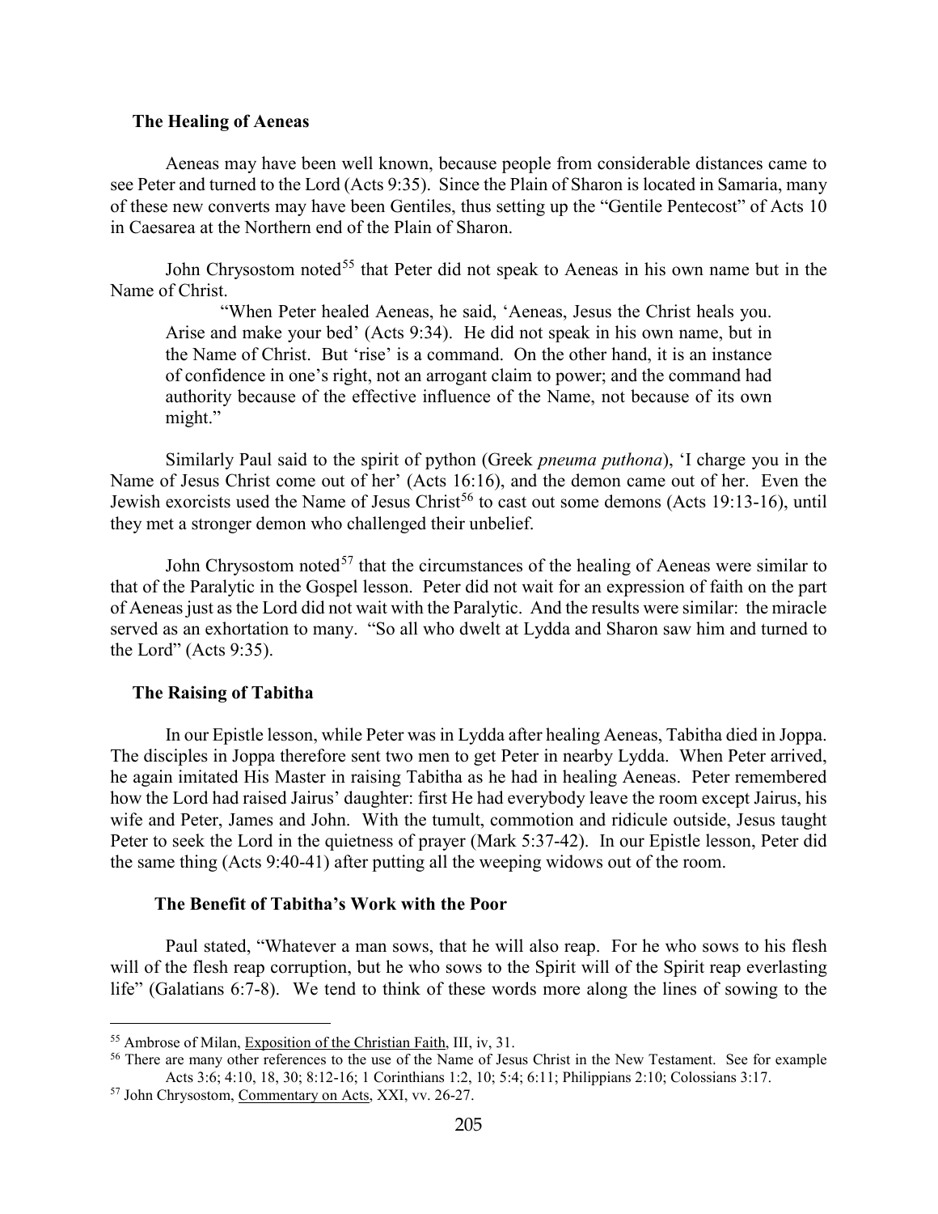### The Healing of Aeneas

Aeneas may have been well known, because people from considerable distances came to see Peter and turned to the Lord (Acts 9:35). Since the Plain of Sharon is located in Samaria, many of these new converts may have been Gentiles, thus setting up the "Gentile Pentecost" of Acts 10 in Caesarea at the Northern end of the Plain of Sharon.

John Chrysostom noted[55] that Peter did not speak to Aeneas in his own name but in the Name of Christ.

> "When Peter healed Aeneas, he said, 'Aeneas, Jesus the Christ heals you. Arise and make your bed' (Acts 9:34). He did not speak in his own name, but in the Name of Christ. But 'rise' is a command. On the other hand, it is an instance of confidence in one's right, not an arrogant claim to power; and the command had authority because of the effective influence of the Name, not because of its own might."

Similarly Paul said to the spirit of python (Greek *pneuma puthona*), 'I charge you in the Name of Jesus Christ come out of her' (Acts 16:16), and the demon came out of her. Even the Jewish exorcists used the Name of Jesus Christ[56] to cast out some demons (Acts 19:13-16), until they met a stronger demon who challenged their unbelief.

John Chrysostom noted[57] that the circumstances of the healing of Aeneas were similar to that of the Paralytic in the Gospel lesson. Peter did not wait for an expression of faith on the part of Aeneas just as the Lord did not wait with the Paralytic. And the results were similar: the miracle served as an exhortation to many. "So all who dwelt at Lydda and Sharon saw him and turned to the Lord" (Acts 9:35).

### The Raising of Tabitha

In our Epistle lesson, while Peter was in Lydda after healing Aeneas, Tabitha died in Joppa. The disciples in Joppa therefore sent two men to get Peter in nearby Lydda. When Peter arrived, he again imitated His Master in raising Tabitha as he had in healing Aeneas. Peter remembered how the Lord had raised Jairus' daughter: first He had everybody leave the room except Jairus, his wife and Peter, James and John. With the tumult, commotion and ridicule outside, Jesus taught Peter to seek the Lord in the quietness of prayer (Mark 5:37-42). In our Epistle lesson, Peter did the same thing (Acts 9:40-41) after putting all the weeping widows out of the room.

#### The Benefit of Tabitha's Work with the Poor

Paul stated, "Whatever a man sows, that he will also reap. For he who sows to his flesh will of the flesh reap corruption, but he who sows to the Spirit will of the Spirit reap everlasting life" (Galatians 6:7-8). We tend to think of these words more along the lines of sowing to the

---

[55] Ambrose of Milan, Exposition of the Christian Faith, III, iv, 31.

[56] There are many other references to the use of the Name of Jesus Christ in the New Testament. See for example Acts 3:6; 4:10, 18, 30; 8:12-16; 1 Corinthians 1:2, 10; 5:4; 6:11; Philippians 2:10; Colossians 3:17.

[57] John Chrysostom, Commentary on Acts, XXI, vv. 26-27.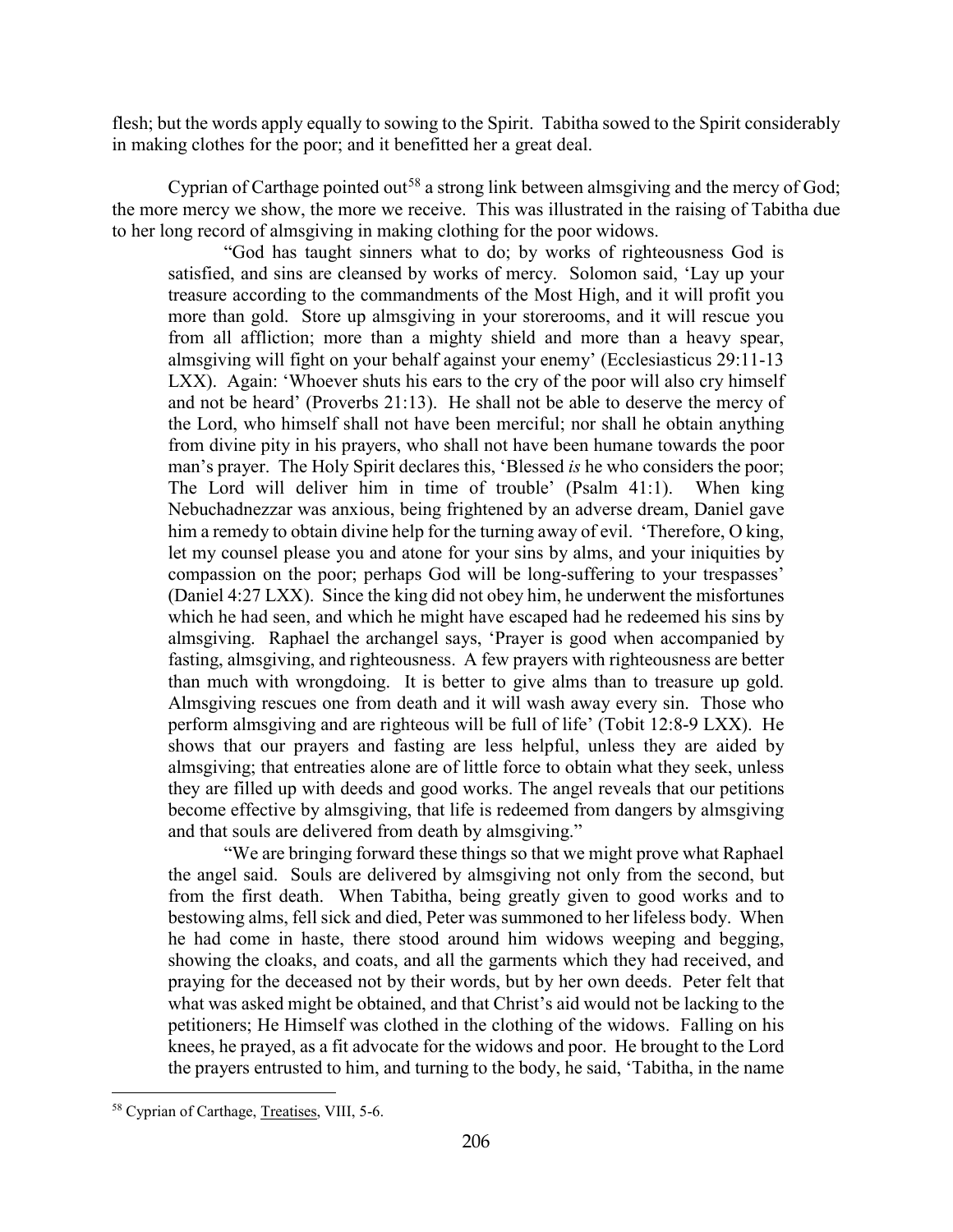flesh; but the words apply equally to sowing to the Spirit. Tabitha sowed to the Spirit considerably in making clothes for the poor; and it benefitted her a great deal.

Cyprian of Carthage pointed out[58] a strong link between almsgiving and the mercy of God; the more mercy we show, the more we receive. This was illustrated in the raising of Tabitha due to her long record of almsgiving in making clothing for the poor widows.

> "God has taught sinners what to do; by works of righteousness God is satisfied, and sins are cleansed by works of mercy. Solomon said, 'Lay up your treasure according to the commandments of the Most High, and it will profit you more than gold. Store up almsgiving in your storerooms, and it will rescue you from all affliction; more than a mighty shield and more than a heavy spear, almsgiving will fight on your behalf against your enemy' (Ecclesiasticus 29:11-13 LXX). Again: 'Whoever shuts his ears to the cry of the poor will also cry himself and not be heard' (Proverbs 21:13). He shall not be able to deserve the mercy of the Lord, who himself shall not have been merciful; nor shall he obtain anything from divine pity in his prayers, who shall not have been humane towards the poor man's prayer. The Holy Spirit declares this, 'Blessed *is* he who considers the poor; The Lord will deliver him in time of trouble' (Psalm 41:1). When king Nebuchadnezzar was anxious, being frightened by an adverse dream, Daniel gave him a remedy to obtain divine help for the turning away of evil. 'Therefore, O king, let my counsel please you and atone for your sins by alms, and your iniquities by compassion on the poor; perhaps God will be long-suffering to your trespasses' (Daniel 4:27 LXX). Since the king did not obey him, he underwent the misfortunes which he had seen, and which he might have escaped had he redeemed his sins by almsgiving. Raphael the archangel says, 'Prayer is good when accompanied by fasting, almsgiving, and righteousness. A few prayers with righteousness are better than much with wrongdoing. It is better to give alms than to treasure up gold. Almsgiving rescues one from death and it will wash away every sin. Those who perform almsgiving and are righteous will be full of life' (Tobit 12:8-9 LXX). He shows that our prayers and fasting are less helpful, unless they are aided by almsgiving; that entreaties alone are of little force to obtain what they seek, unless they are filled up with deeds and good works. The angel reveals that our petitions become effective by almsgiving, that life is redeemed from dangers by almsgiving and that souls are delivered from death by almsgiving."
>
> "We are bringing forward these things so that we might prove what Raphael the angel said. Souls are delivered by almsgiving not only from the second, but from the first death. When Tabitha, being greatly given to good works and to bestowing alms, fell sick and died, Peter was summoned to her lifeless body. When he had come in haste, there stood around him widows weeping and begging, showing the cloaks, and coats, and all the garments which they had received, and praying for the deceased not by their words, but by her own deeds. Peter felt that what was asked might be obtained, and that Christ's aid would not be lacking to the petitioners; He Himself was clothed in the clothing of the widows. Falling on his knees, he prayed, as a fit advocate for the widows and poor. He brought to the Lord the prayers entrusted to him, and turning to the body, he said, 'Tabitha, in the name

---

[58] Cyprian of Carthage, Treatises, VIII, 5-6.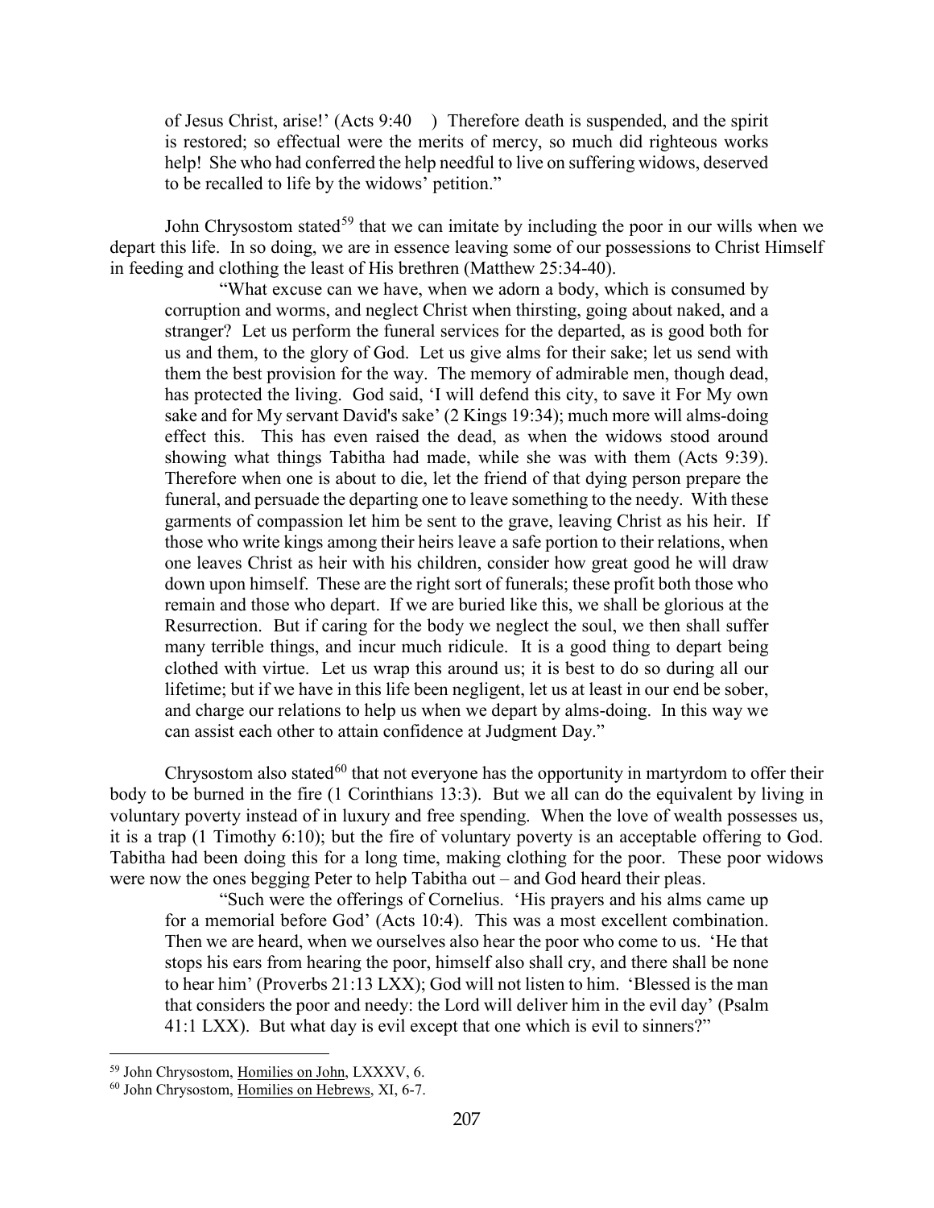> of Jesus Christ, arise!' (Acts 9:40 ) Therefore death is suspended, and the spirit is restored; so effectual were the merits of mercy, so much did righteous works help! She who had conferred the help needful to live on suffering widows, deserved to be recalled to life by the widows' petition."

John Chrysostom stated[59] that we can imitate by including the poor in our wills when we depart this life. In so doing, we are in essence leaving some of our possessions to Christ Himself in feeding and clothing the least of His brethren (Matthew 25:34-40).

> "What excuse can we have, when we adorn a body, which is consumed by corruption and worms, and neglect Christ when thirsting, going about naked, and a stranger? Let us perform the funeral services for the departed, as is good both for us and them, to the glory of God. Let us give alms for their sake; let us send with them the best provision for the way. The memory of admirable men, though dead, has protected the living. God said, 'I will defend this city, to save it For My own sake and for My servant David's sake' (2 Kings 19:34); much more will alms-doing effect this. This has even raised the dead, as when the widows stood around showing what things Tabitha had made, while she was with them (Acts 9:39). Therefore when one is about to die, let the friend of that dying person prepare the funeral, and persuade the departing one to leave something to the needy. With these garments of compassion let him be sent to the grave, leaving Christ as his heir. If those who write kings among their heirs leave a safe portion to their relations, when one leaves Christ as heir with his children, consider how great good he will draw down upon himself. These are the right sort of funerals; these profit both those who remain and those who depart. If we are buried like this, we shall be glorious at the Resurrection. But if caring for the body we neglect the soul, we then shall suffer many terrible things, and incur much ridicule. It is a good thing to depart being clothed with virtue. Let us wrap this around us; it is best to do so during all our lifetime; but if we have in this life been negligent, let us at least in our end be sober, and charge our relations to help us when we depart by alms-doing. In this way we can assist each other to attain confidence at Judgment Day."

Chrysostom also stated[60] that not everyone has the opportunity in martyrdom to offer their body to be burned in the fire (1 Corinthians 13:3). But we all can do the equivalent by living in voluntary poverty instead of in luxury and free spending. When the love of wealth possesses us, it is a trap (1 Timothy 6:10); but the fire of voluntary poverty is an acceptable offering to God. Tabitha had been doing this for a long time, making clothing for the poor. These poor widows were now the ones begging Peter to help Tabitha out – and God heard their pleas.

> "Such were the offerings of Cornelius. 'His prayers and his alms came up for a memorial before God' (Acts 10:4). This was a most excellent combination. Then we are heard, when we ourselves also hear the poor who come to us. 'He that stops his ears from hearing the poor, himself also shall cry, and there shall be none to hear him' (Proverbs 21:13 LXX); God will not listen to him. 'Blessed is the man that considers the poor and needy: the Lord will deliver him in the evil day' (Psalm 41:1 LXX). But what day is evil except that one which is evil to sinners?"

---

[59] John Chrysostom, Homilies on John, LXXXV, 6.

[60] John Chrysostom, Homilies on Hebrews, XI, 6-7.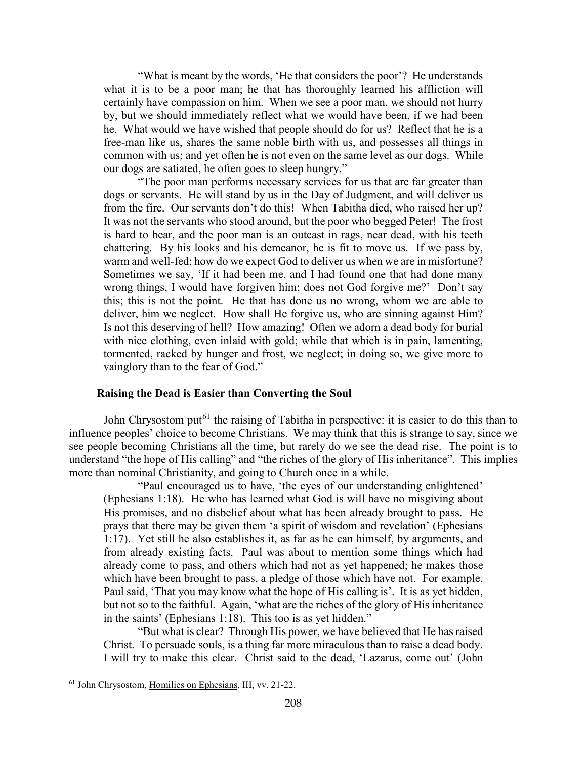"What is meant by the words, 'He that considers the poor'? He understands what it is to be a poor man; he that has thoroughly learned his affliction will certainly have compassion on him. When we see a poor man, we should not hurry by, but we should immediately reflect what we would have been, if we had been he. What would we have wished that people should do for us? Reflect that he is a free-man like us, shares the same noble birth with us, and possesses all things in common with us; and yet often he is not even on the same level as our dogs. While our dogs are satiated, he often goes to sleep hungry."

"The poor man performs necessary services for us that are far greater than dogs or servants. He will stand by us in the Day of Judgment, and will deliver us from the fire. Our servants don't do this! When Tabitha died, who raised her up? It was not the servants who stood around, but the poor who begged Peter! The frost is hard to bear, and the poor man is an outcast in rags, near dead, with his teeth chattering. By his looks and his demeanor, he is fit to move us. If we pass by, warm and well-fed; how do we expect God to deliver us when we are in misfortune? Sometimes we say, 'If it had been me, and I had found one that had done many wrong things, I would have forgiven him; does not God forgive me?' Don't say this; this is not the point. He that has done us no wrong, whom we are able to deliver, him we neglect. How shall He forgive us, who are sinning against Him? Is not this deserving of hell? How amazing! Often we adorn a dead body for burial with nice clothing, even inlaid with gold; while that which is in pain, lamenting, tormented, racked by hunger and frost, we neglect; in doing so, we give more to vainglory than to the fear of God."

### Raising the Dead is Easier than Converting the Soul

John Chrysostom put[61] the raising of Tabitha in perspective: it is easier to do this than to influence peoples' choice to become Christians. We may think that this is strange to say, since we see people becoming Christians all the time, but rarely do we see the dead rise. The point is to understand "the hope of His calling" and "the riches of the glory of His inheritance". This implies more than nominal Christianity, and going to Church once in a while.

"Paul encouraged us to have, 'the eyes of our understanding enlightened' (Ephesians 1:18). He who has learned what God is will have no misgiving about His promises, and no disbelief about what has been already brought to pass. He prays that there may be given them 'a spirit of wisdom and revelation' (Ephesians 1:17). Yet still he also establishes it, as far as he can himself, by arguments, and from already existing facts. Paul was about to mention some things which had already come to pass, and others which had not as yet happened; he makes those which have been brought to pass, a pledge of those which have not. For example, Paul said, 'That you may know what the hope of His calling is'. It is as yet hidden, but not so to the faithful. Again, 'what are the riches of the glory of His inheritance in the saints' (Ephesians 1:18). This too is as yet hidden."

"But what is clear? Through His power, we have believed that He has raised Christ. To persuade souls, is a thing far more miraculous than to raise a dead body. I will try to make this clear. Christ said to the dead, 'Lazarus, come out' (John

---

[61] John Chrysostom, Homilies on Ephesians, III, vv. 21-22.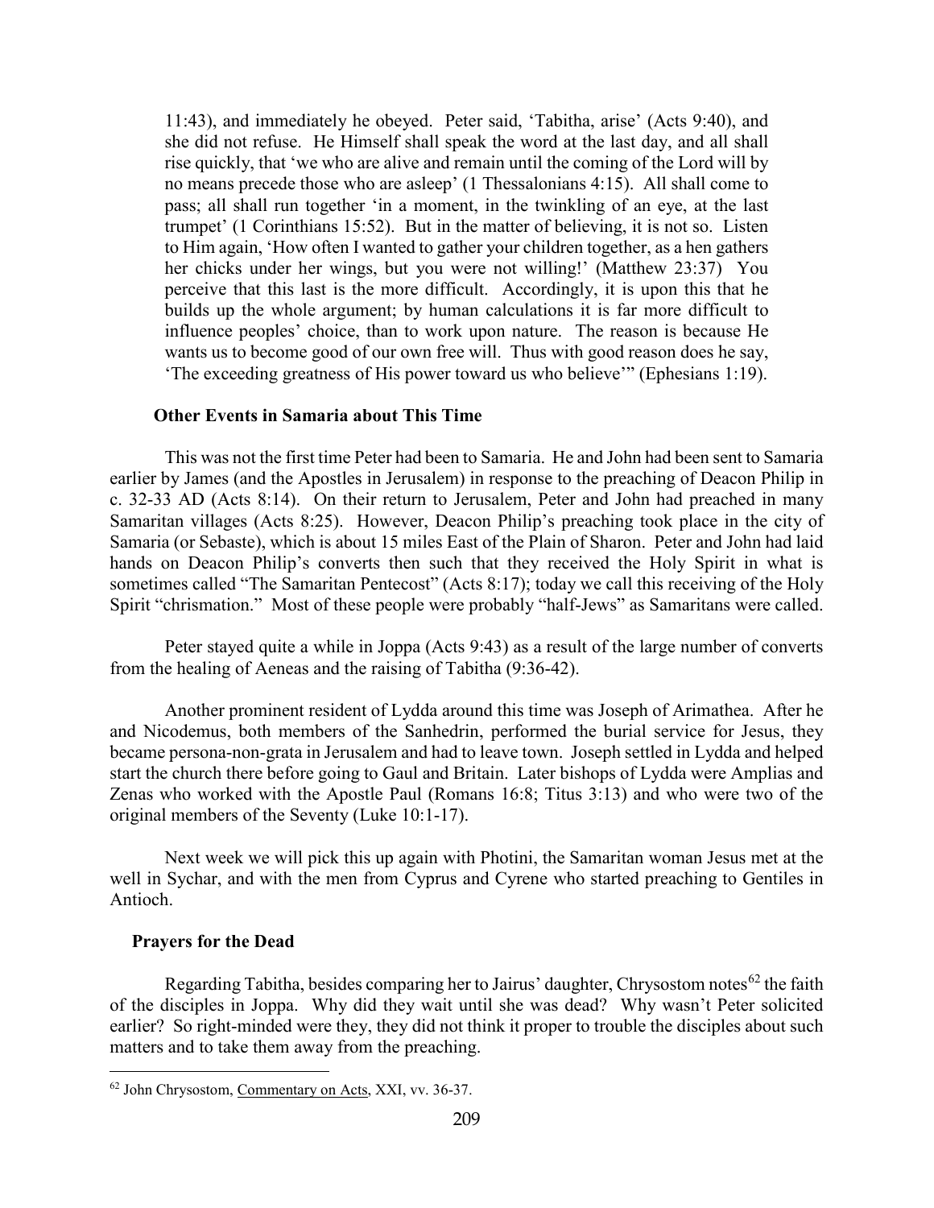> 11:43), and immediately he obeyed. Peter said, 'Tabitha, arise' (Acts 9:40), and she did not refuse. He Himself shall speak the word at the last day, and all shall rise quickly, that 'we who are alive and remain until the coming of the Lord will by no means precede those who are asleep' (1 Thessalonians 4:15). All shall come to pass; all shall run together 'in a moment, in the twinkling of an eye, at the last trumpet' (1 Corinthians 15:52). But in the matter of believing, it is not so. Listen to Him again, 'How often I wanted to gather your children together, as a hen gathers her chicks under her wings, but you were not willing!' (Matthew 23:37) You perceive that this last is the more difficult. Accordingly, it is upon this that he builds up the whole argument; by human calculations it is far more difficult to influence peoples' choice, than to work upon nature. The reason is because He wants us to become good of our own free will. Thus with good reason does he say, 'The exceeding greatness of His power toward us who believe'" (Ephesians 1:19).

### Other Events in Samaria about This Time

This was not the first time Peter had been to Samaria. He and John had been sent to Samaria earlier by James (and the Apostles in Jerusalem) in response to the preaching of Deacon Philip in c. 32-33 AD (Acts 8:14). On their return to Jerusalem, Peter and John had preached in many Samaritan villages (Acts 8:25). However, Deacon Philip's preaching took place in the city of Samaria (or Sebaste), which is about 15 miles East of the Plain of Sharon. Peter and John had laid hands on Deacon Philip's converts then such that they received the Holy Spirit in what is sometimes called "The Samaritan Pentecost" (Acts 8:17); today we call this receiving of the Holy Spirit "chrismation." Most of these people were probably "half-Jews" as Samaritans were called.

Peter stayed quite a while in Joppa (Acts 9:43) as a result of the large number of converts from the healing of Aeneas and the raising of Tabitha (9:36-42).

Another prominent resident of Lydda around this time was Joseph of Arimathea. After he and Nicodemus, both members of the Sanhedrin, performed the burial service for Jesus, they became persona-non-grata in Jerusalem and had to leave town. Joseph settled in Lydda and helped start the church there before going to Gaul and Britain. Later bishops of Lydda were Amplias and Zenas who worked with the Apostle Paul (Romans 16:8; Titus 3:13) and who were two of the original members of the Seventy (Luke 10:1-17).

Next week we will pick this up again with Photini, the Samaritan woman Jesus met at the well in Sychar, and with the men from Cyprus and Cyrene who started preaching to Gentiles in Antioch.

### Prayers for the Dead

Regarding Tabitha, besides comparing her to Jairus' daughter, Chrysostom notes[62] the faith of the disciples in Joppa. Why did they wait until she was dead? Why wasn't Peter solicited earlier? So right-minded were they, they did not think it proper to trouble the disciples about such matters and to take them away from the preaching.

---

[62] John Chrysostom, Commentary on Acts, XXI, vv. 36-37.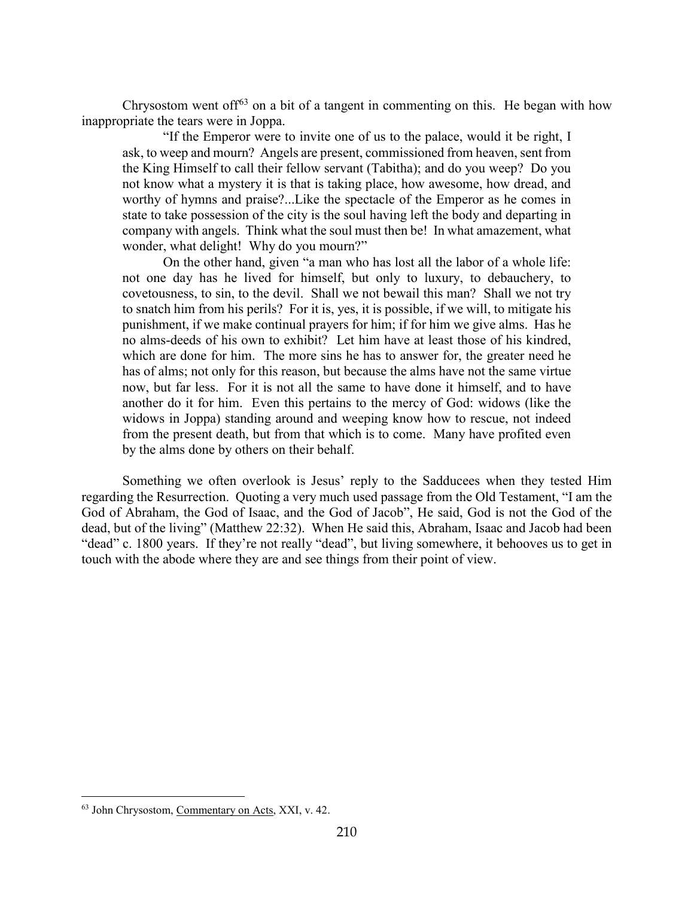Chrysostom went off[63] on a bit of a tangent in commenting on this. He began with how inappropriate the tears were in Joppa.

> "If the Emperor were to invite one of us to the palace, would it be right, I ask, to weep and mourn? Angels are present, commissioned from heaven, sent from the King Himself to call their fellow servant (Tabitha); and do you weep? Do you not know what a mystery it is that is taking place, how awesome, how dread, and worthy of hymns and praise?...Like the spectacle of the Emperor as he comes in state to take possession of the city is the soul having left the body and departing in company with angels. Think what the soul must then be! In what amazement, what wonder, what delight! Why do you mourn?"
>
> On the other hand, given "a man who has lost all the labor of a whole life: not one day has he lived for himself, but only to luxury, to debauchery, to covetousness, to sin, to the devil. Shall we not bewail this man? Shall we not try to snatch him from his perils? For it is, yes, it is possible, if we will, to mitigate his punishment, if we make continual prayers for him; if for him we give alms. Has he no alms-deeds of his own to exhibit? Let him have at least those of his kindred, which are done for him. The more sins he has to answer for, the greater need he has of alms; not only for this reason, but because the alms have not the same virtue now, but far less. For it is not all the same to have done it himself, and to have another do it for him. Even this pertains to the mercy of God: widows (like the widows in Joppa) standing around and weeping know how to rescue, not indeed from the present death, but from that which is to come. Many have profited even by the alms done by others on their behalf.

Something we often overlook is Jesus' reply to the Sadducees when they tested Him regarding the Resurrection. Quoting a very much used passage from the Old Testament, "I am the God of Abraham, the God of Isaac, and the God of Jacob", He said, God is not the God of the dead, but of the living" (Matthew 22:32). When He said this, Abraham, Isaac and Jacob had been "dead" c. 1800 years. If they're not really "dead", but living somewhere, it behooves us to get in touch with the abode where they are and see things from their point of view.

---

[63] John Chrysostom, Commentary on Acts, XXI, v. 42.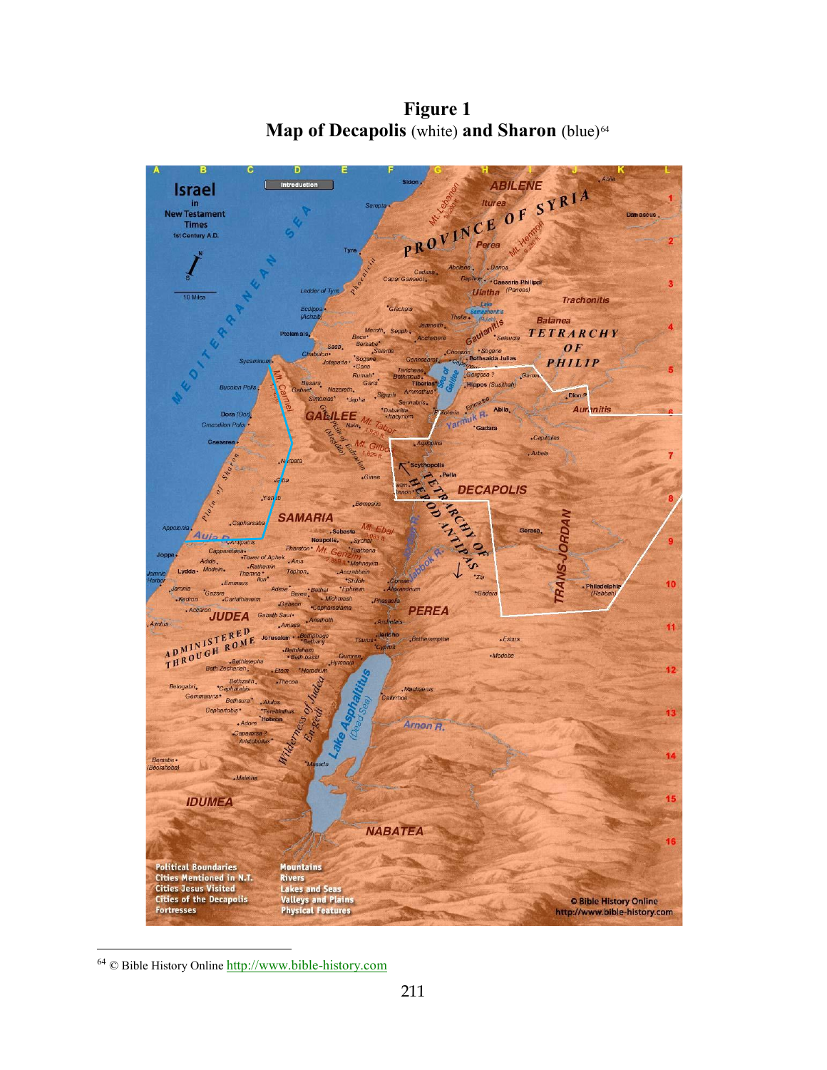**Figure 1**
**Map of Decapolis** (white) **and Sharon** (blue)[64]

[64] © Bible History Online http://www.bible-history.com